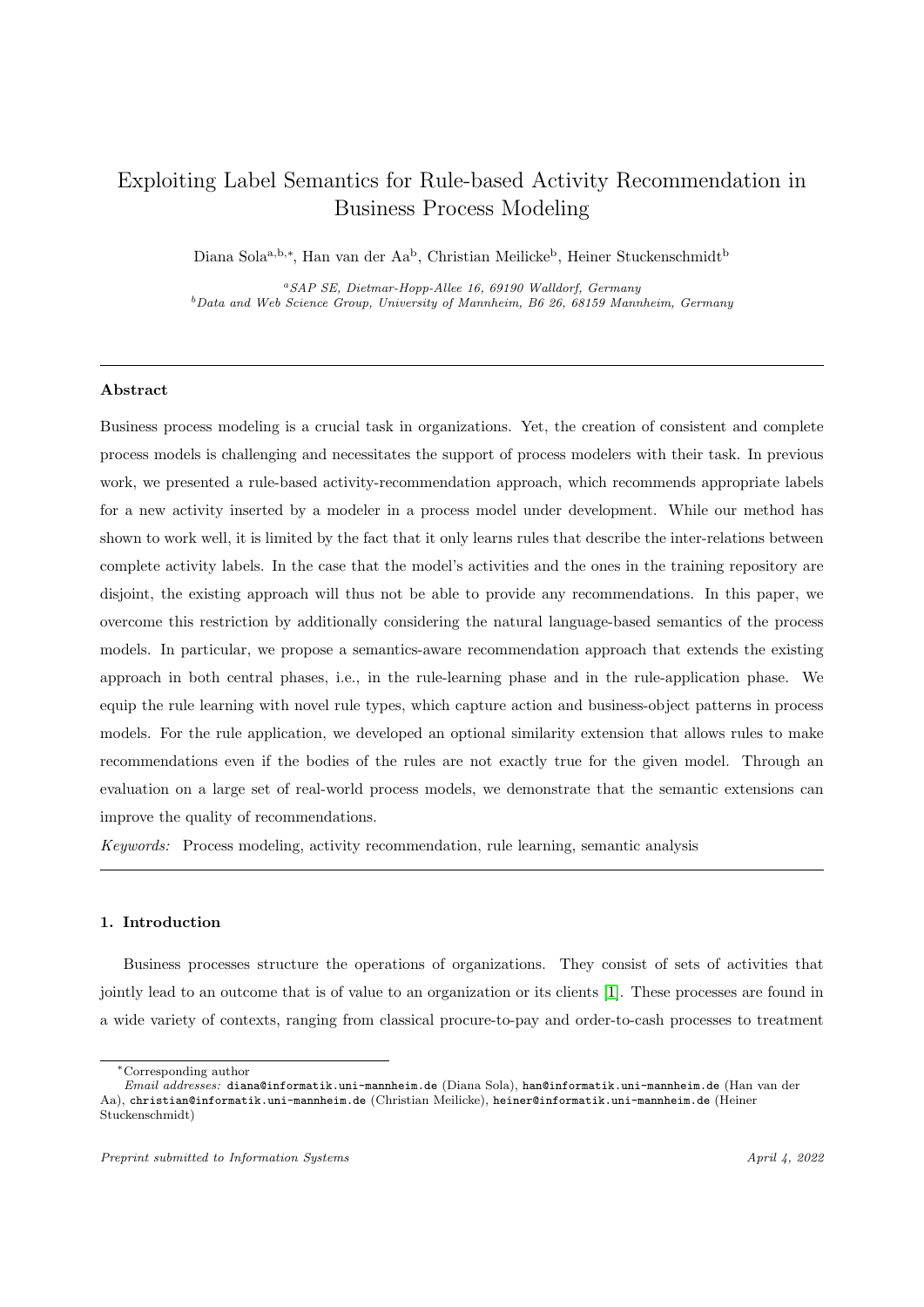# Exploiting Label Semantics for Rule-based Activity Recommendation in Business Process Modeling

Diana Sola[a,b,*], Han van der Aa[b], Christian Meilicke[b], Heiner Stuckenschmidt[b]

[a] *SAP SE, Dietmar-Hopp-Allee 16, 69190 Walldorf, Germany*
[b] *Data and Web Science Group, University of Mannheim, B6 26, 68159 Mannheim, Germany*

---

**Abstract**

Business process modeling is a crucial task in organizations. Yet, the creation of consistent and complete process models is challenging and necessitates the support of process modelers with their task. In previous work, we presented a rule-based activity-recommendation approach, which recommends appropriate labels for a new activity inserted by a modeler in a process model under development. While our method has shown to work well, it is limited by the fact that it only learns rules that describe the inter-relations between complete activity labels. In the case that the model's activities and the ones in the training repository are disjoint, the existing approach will thus not be able to provide any recommendations. In this paper, we overcome this restriction by additionally considering the natural language-based semantics of the process models. In particular, we propose a semantics-aware recommendation approach that extends the existing approach in both central phases, i.e., in the rule-learning phase and in the rule-application phase. We equip the rule learning with novel rule types, which capture action and business-object patterns in process models. For the rule application, we developed an optional similarity extension that allows rules to make recommendations even if the bodies of the rules are not exactly true for the given model. Through an evaluation on a large set of real-world process models, we demonstrate that the semantic extensions can improve the quality of recommendations.

*Keywords:* Process modeling, activity recommendation, rule learning, semantic analysis

---

## 1. Introduction

Business processes structure the operations of organizations. They consist of sets of activities that jointly lead to an outcome that is of value to an organization or its clients [1]. These processes are found in a wide variety of contexts, ranging from classical procure-to-pay and order-to-cash processes to treatment

---

*Corresponding author
*Email addresses:* diana@informatik.uni-mannheim.de (Diana Sola), han@informatik.uni-mannheim.de (Han van der Aa), christian@informatik.uni-mannheim.de (Christian Meilicke), heiner@informatik.uni-mannheim.de (Heiner Stuckenschmidt)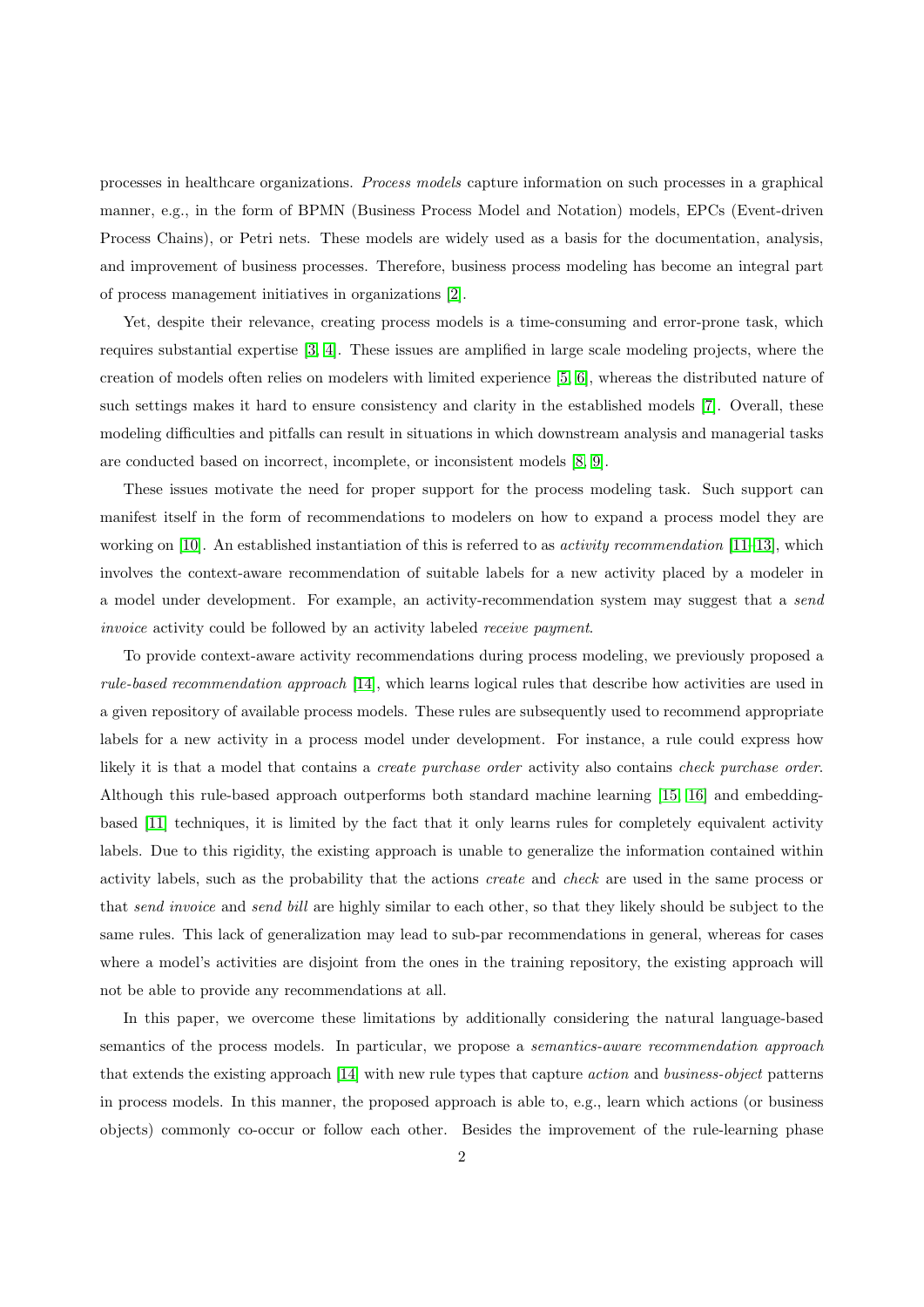processes in healthcare organizations. *Process models* capture information on such processes in a graphical manner, e.g., in the form of BPMN (Business Process Model and Notation) models, EPCs (Event-driven Process Chains), or Petri nets. These models are widely used as a basis for the documentation, analysis, and improvement of business processes. Therefore, business process modeling has become an integral part of process management initiatives in organizations [2].

Yet, despite their relevance, creating process models is a time-consuming and error-prone task, which requires substantial expertise [3, 4]. These issues are amplified in large scale modeling projects, where the creation of models often relies on modelers with limited experience [5, 6], whereas the distributed nature of such settings makes it hard to ensure consistency and clarity in the established models [7]. Overall, these modeling difficulties and pitfalls can result in situations in which downstream analysis and managerial tasks are conducted based on incorrect, incomplete, or inconsistent models [8, 9].

These issues motivate the need for proper support for the process modeling task. Such support can manifest itself in the form of recommendations to modelers on how to expand a process model they are working on [10]. An established instantiation of this is referred to as *activity recommendation* [11–13], which involves the context-aware recommendation of suitable labels for a new activity placed by a modeler in a model under development. For example, an activity-recommendation system may suggest that a *send invoice* activity could be followed by an activity labeled *receive payment*.

To provide context-aware activity recommendations during process modeling, we previously proposed a *rule-based recommendation approach* [14], which learns logical rules that describe how activities are used in a given repository of available process models. These rules are subsequently used to recommend appropriate labels for a new activity in a process model under development. For instance, a rule could express how likely it is that a model that contains a *create purchase order* activity also contains *check purchase order*. Although this rule-based approach outperforms both standard machine learning [15, 16] and embedding-based [11] techniques, it is limited by the fact that it only learns rules for completely equivalent activity labels. Due to this rigidity, the existing approach is unable to generalize the information contained within activity labels, such as the probability that the actions *create* and *check* are used in the same process or that *send invoice* and *send bill* are highly similar to each other, so that they likely should be subject to the same rules. This lack of generalization may lead to sub-par recommendations in general, whereas for cases where a model's activities are disjoint from the ones in the training repository, the existing approach will not be able to provide any recommendations at all.

In this paper, we overcome these limitations by additionally considering the natural language-based semantics of the process models. In particular, we propose a *semantics-aware recommendation approach* that extends the existing approach [14] with new rule types that capture *action* and *business-object* patterns in process models. In this manner, the proposed approach is able to, e.g., learn which actions (or business objects) commonly co-occur or follow each other. Besides the improvement of the rule-learning phase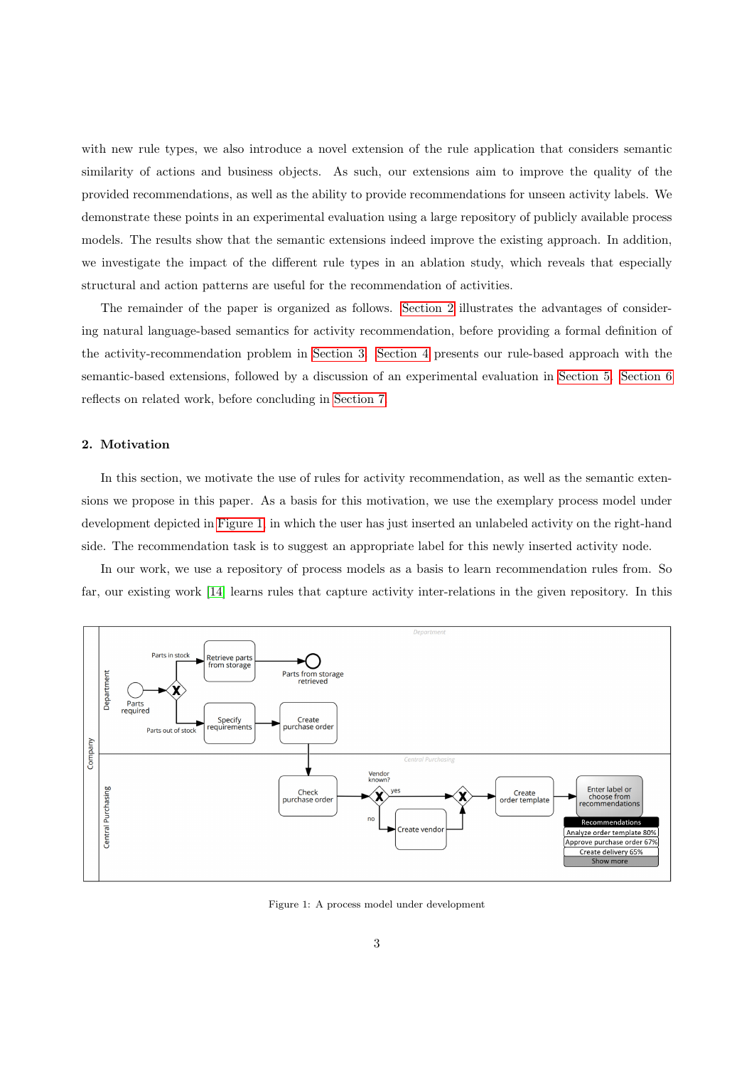with new rule types, we also introduce a novel extension of the rule application that considers semantic similarity of actions and business objects. As such, our extensions aim to improve the quality of the provided recommendations, as well as the ability to provide recommendations for unseen activity labels. We demonstrate these points in an experimental evaluation using a large repository of publicly available process models. The results show that the semantic extensions indeed improve the existing approach. In addition, we investigate the impact of the different rule types in an ablation study, which reveals that especially structural and action patterns are useful for the recommendation of activities.

The remainder of the paper is organized as follows. Section 2 illustrates the advantages of considering natural language-based semantics for activity recommendation, before providing a formal definition of the activity-recommendation problem in Section 3. Section 4 presents our rule-based approach with the semantic-based extensions, followed by a discussion of an experimental evaluation in Section 5. Section 6 reflects on related work, before concluding in Section 7.

## 2. Motivation

In this section, we motivate the use of rules for activity recommendation, as well as the semantic extensions we propose in this paper. As a basis for this motivation, we use the exemplary process model under development depicted in Figure 1, in which the user has just inserted an unlabeled activity on the right-hand side. The recommendation task is to suggest an appropriate label for this newly inserted activity node.

In our work, we use a repository of process models as a basis to learn recommendation rules from. So far, our existing work [14] learns rules that capture activity inter-relations in the given repository. In this

Figure 1: A process model under development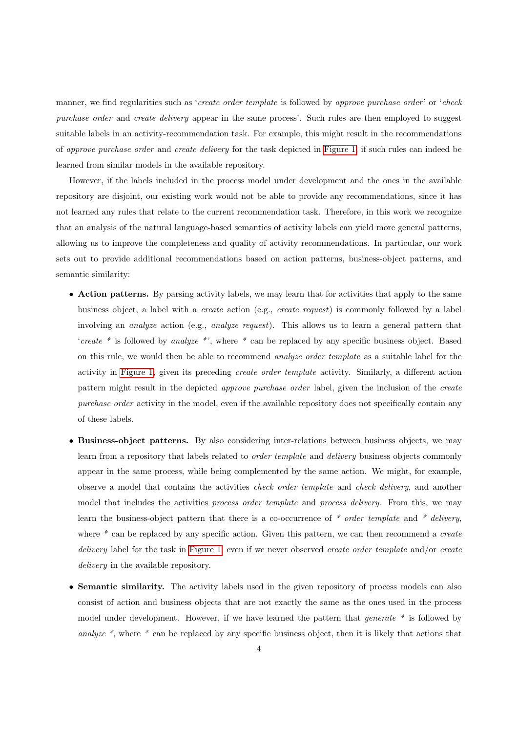manner, we find regularities such as '*create order template* is followed by *approve purchase order*' or '*check purchase order* and *create delivery* appear in the same process'. Such rules are then employed to suggest suitable labels in an activity-recommendation task. For example, this might result in the recommendations of *approve purchase order* and *create delivery* for the task depicted in Figure 1, if such rules can indeed be learned from similar models in the available repository.

However, if the labels included in the process model under development and the ones in the available repository are disjoint, our existing work would not be able to provide any recommendations, since it has not learned any rules that relate to the current recommendation task. Therefore, in this work we recognize that an analysis of the natural language-based semantics of activity labels can yield more general patterns, allowing us to improve the completeness and quality of activity recommendations. In particular, our work sets out to provide additional recommendations based on action patterns, business-object patterns, and semantic similarity:

- **Action patterns.** By parsing activity labels, we may learn that for activities that apply to the same business object, a label with a *create* action (e.g., *create request*) is commonly followed by a label involving an *analyze* action (e.g., *analyze request*). This allows us to learn a general pattern that '*create* * is followed by *analyze* *', where * can be replaced by any specific business object. Based on this rule, we would then be able to recommend *analyze order template* as a suitable label for the activity in Figure 1, given its preceding *create order template* activity. Similarly, a different action pattern might result in the depicted *approve purchase order* label, given the inclusion of the *create purchase order* activity in the model, even if the available repository does not specifically contain any of these labels.

- **Business-object patterns.** By also considering inter-relations between business objects, we may learn from a repository that labels related to *order template* and *delivery* business objects commonly appear in the same process, while being complemented by the same action. We might, for example, observe a model that contains the activities *check order template* and *check delivery*, and another model that includes the activities *process order template* and *process delivery*. From this, we may learn the business-object pattern that there is a co-occurrence of * *order template* and * *delivery*, where * can be replaced by any specific action. Given this pattern, we can then recommend a *create delivery* label for the task in Figure 1, even if we never observed *create order template* and/or *create delivery* in the available repository.

- **Semantic similarity.** The activity labels used in the given repository of process models can also consist of action and business objects that are not exactly the same as the ones used in the process model under development. However, if we have learned the pattern that *generate* * is followed by *analyze* *, where * can be replaced by any specific business object, then it is likely that actions that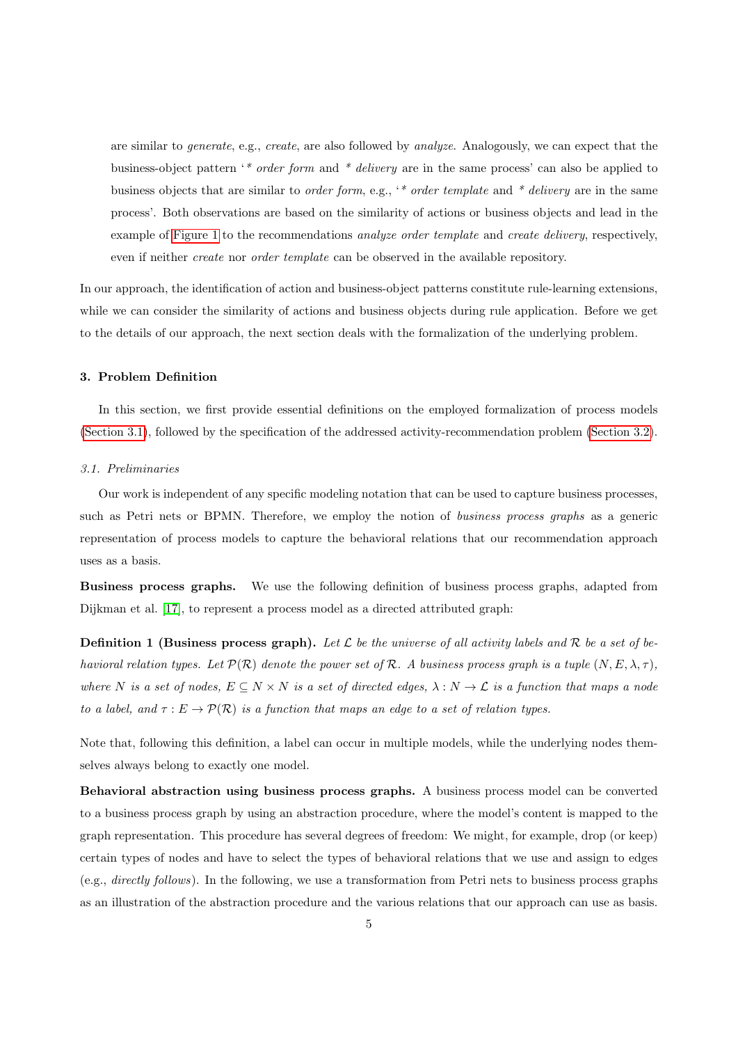are similar to *generate*, e.g., *create*, are also followed by *analyze*. Analogously, we can expect that the business-object pattern '*\* order form* and *\* delivery* are in the same process' can also be applied to business objects that are similar to *order form*, e.g., '*\* order template* and *\* delivery* are in the same process'. Both observations are based on the similarity of actions or business objects and lead in the example of Figure 1 to the recommendations *analyze order template* and *create delivery*, respectively, even if neither *create* nor *order template* can be observed in the available repository.

In our approach, the identification of action and business-object patterns constitute rule-learning extensions, while we can consider the similarity of actions and business objects during rule application. Before we get to the details of our approach, the next section deals with the formalization of the underlying problem.

## 3. Problem Definition

In this section, we first provide essential definitions on the employed formalization of process models (Section 3.1), followed by the specification of the addressed activity-recommendation problem (Section 3.2).

### *3.1. Preliminaries*

Our work is independent of any specific modeling notation that can be used to capture business processes, such as Petri nets or BPMN. Therefore, we employ the notion of *business process graphs* as a generic representation of process models to capture the behavioral relations that our recommendation approach uses as a basis.

**Business process graphs.** We use the following definition of business process graphs, adapted from Dijkman et al. [17], to represent a process model as a directed attributed graph:

**Definition 1 (Business process graph).** *Let $\mathcal{L}$ be the universe of all activity labels and $\mathcal{R}$ be a set of behavioral relation types. Let $\mathcal{P}(\mathcal{R})$ denote the power set of $\mathcal{R}$. A business process graph is a tuple $(N, E, \lambda, \tau)$, where $N$ is a set of nodes, $E \subseteq N \times N$ is a set of directed edges, $\lambda : N \rightarrow \mathcal{L}$ is a function that maps a node to a label, and $\tau : E \rightarrow \mathcal{P}(\mathcal{R})$ is a function that maps an edge to a set of relation types.*

Note that, following this definition, a label can occur in multiple models, while the underlying nodes themselves always belong to exactly one model.

**Behavioral abstraction using business process graphs.** A business process model can be converted to a business process graph by using an abstraction procedure, where the model's content is mapped to the graph representation. This procedure has several degrees of freedom: We might, for example, drop (or keep) certain types of nodes and have to select the types of behavioral relations that we use and assign to edges (e.g., *directly follows*). In the following, we use a transformation from Petri nets to business process graphs as an illustration of the abstraction procedure and the various relations that our approach can use as basis.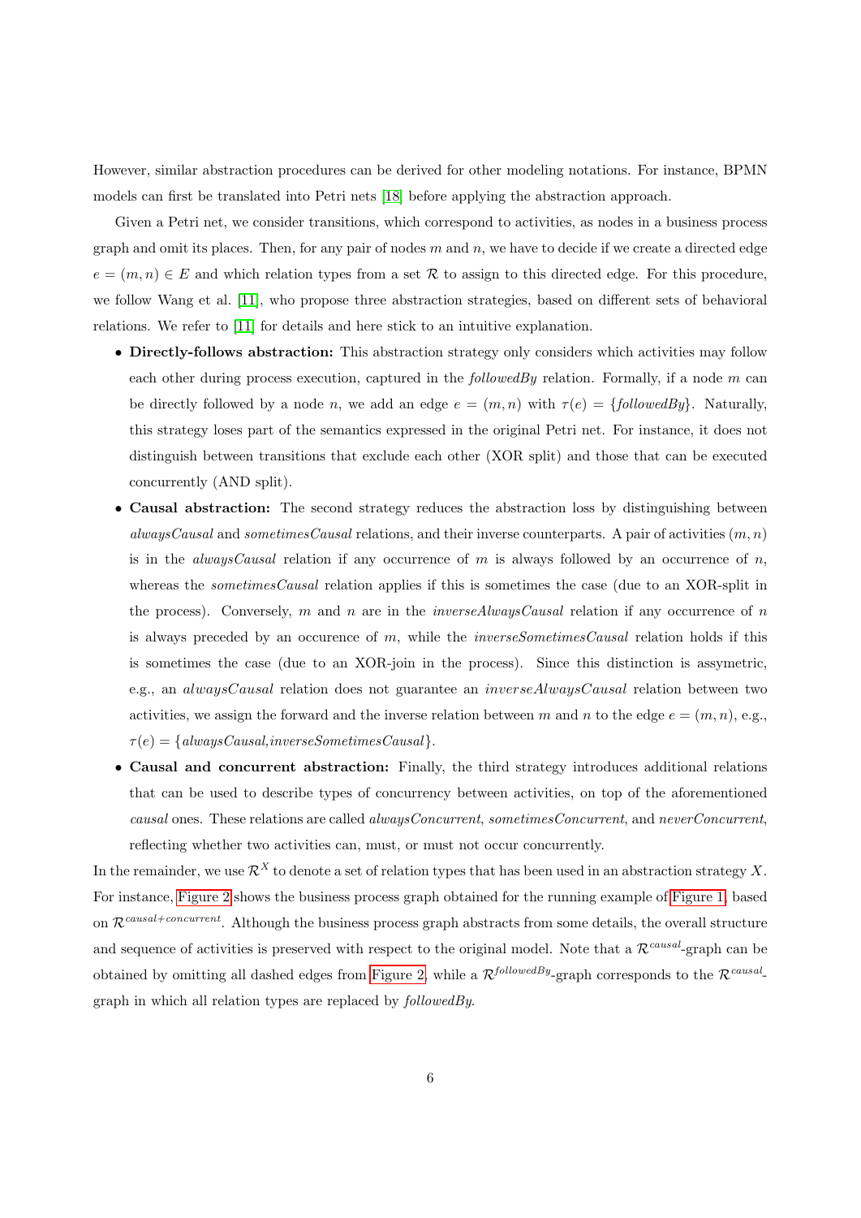However, similar abstraction procedures can be derived for other modeling notations. For instance, BPMN models can first be translated into Petri nets [18] before applying the abstraction approach.

Given a Petri net, we consider transitions, which correspond to activities, as nodes in a business process graph and omit its places. Then, for any pair of nodes $m$ and $n$, we have to decide if we create a directed edge $e = (m, n) \in E$ and which relation types from a set $\mathcal{R}$ to assign to this directed edge. For this procedure, we follow Wang et al. [11], who propose three abstraction strategies, based on different sets of behavioral relations. We refer to [11] for details and here stick to an intuitive explanation.

- **Directly-follows abstraction:** This abstraction strategy only considers which activities may follow each other during process execution, captured in the *followedBy* relation. Formally, if a node $m$ can be directly followed by a node $n$, we add an edge $e = (m, n)$ with $\tau(e) = \{\mathit{followedBy}\}$. Naturally, this strategy loses part of the semantics expressed in the original Petri net. For instance, it does not distinguish between transitions that exclude each other (XOR split) and those that can be executed concurrently (AND split).
- **Causal abstraction:** The second strategy reduces the abstraction loss by distinguishing between *alwaysCausal* and *sometimesCausal* relations, and their inverse counterparts. A pair of activities $(m, n)$ is in the *alwaysCausal* relation if any occurrence of $m$ is always followed by an occurrence of $n$, whereas the *sometimesCausal* relation applies if this is sometimes the case (due to an XOR-split in the process). Conversely, $m$ and $n$ are in the *inverseAlwaysCausal* relation if any occurrence of $n$ is always preceded by an occurence of $m$, while the *inverseSometimesCausal* relation holds if this is sometimes the case (due to an XOR-join in the process). Since this distinction is assymetric, e.g., an *alwaysCausal* relation does not guarantee an *inverseAlwaysCausal* relation between two activities, we assign the forward and the inverse relation between $m$ and $n$ to the edge $e = (m, n)$, e.g., $\tau(e) = \{\mathit{alwaysCausal}, \mathit{inverseSometimesCausal}\}$.
- **Causal and concurrent abstraction:** Finally, the third strategy introduces additional relations that can be used to describe types of concurrency between activities, on top of the aforementioned *causal* ones. These relations are called *alwaysConcurrent*, *sometimesConcurrent*, and *neverConcurrent*, reflecting whether two activities can, must, or must not occur concurrently.

In the remainder, we use $\mathcal{R}^X$ to denote a set of relation types that has been used in an abstraction strategy $X$. For instance, Figure 2 shows the business process graph obtained for the running example of Figure 1, based on $\mathcal{R}^{causal+concurrent}$. Although the business process graph abstracts from some details, the overall structure and sequence of activities is preserved with respect to the original model. Note that a $\mathcal{R}^{causal}$-graph can be obtained by omitting all dashed edges from Figure 2, while a $\mathcal{R}^{followedBy}$-graph corresponds to the $\mathcal{R}^{causal}$-graph in which all relation types are replaced by *followedBy*.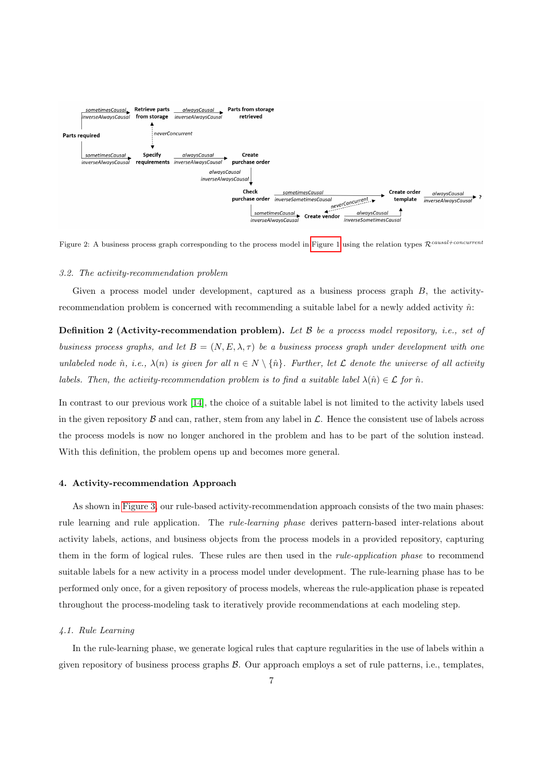Figure 2: A business process graph corresponding to the process model in Figure 1 using the relation types $\mathcal{R}^{causal+concurrent}$

### 3.2. The activity-recommendation problem

Given a process model under development, captured as a business process graph $B$, the activity-recommendation problem is concerned with recommending a suitable label for a newly added activity $\hat{n}$:

**Definition 2 (Activity-recommendation problem).** *Let $\mathcal{B}$ be a process model repository, i.e., set of business process graphs, and let $B = (N, E, \lambda, \tau)$ be a business process graph under development with one unlabeled node $\hat{n}$, i.e., $\lambda(n)$ is given for all $n \in N \setminus \{\hat{n}\}$. Further, let $\mathcal{L}$ denote the universe of all activity labels. Then, the activity-recommendation problem is to find a suitable label $\lambda(\hat{n}) \in \mathcal{L}$ for $\hat{n}$.*

In contrast to our previous work [14], the choice of a suitable label is not limited to the activity labels used in the given repository $\mathcal{B}$ and can, rather, stem from any label in $\mathcal{L}$. Hence the consistent use of labels across the process models is now no longer anchored in the problem and has to be part of the solution instead. With this definition, the problem opens up and becomes more general.

## 4. Activity-recommendation Approach

As shown in Figure 3, our rule-based activity-recommendation approach consists of the two main phases: rule learning and rule application. The *rule-learning phase* derives pattern-based inter-relations about activity labels, actions, and business objects from the process models in a provided repository, capturing them in the form of logical rules. These rules are then used in the *rule-application phase* to recommend suitable labels for a new activity in a process model under development. The rule-learning phase has to be performed only once, for a given repository of process models, whereas the rule-application phase is repeated throughout the process-modeling task to iteratively provide recommendations at each modeling step.

### 4.1. Rule Learning

In the rule-learning phase, we generate logical rules that capture regularities in the use of labels within a given repository of business process graphs $\mathcal{B}$. Our approach employs a set of rule patterns, i.e., templates,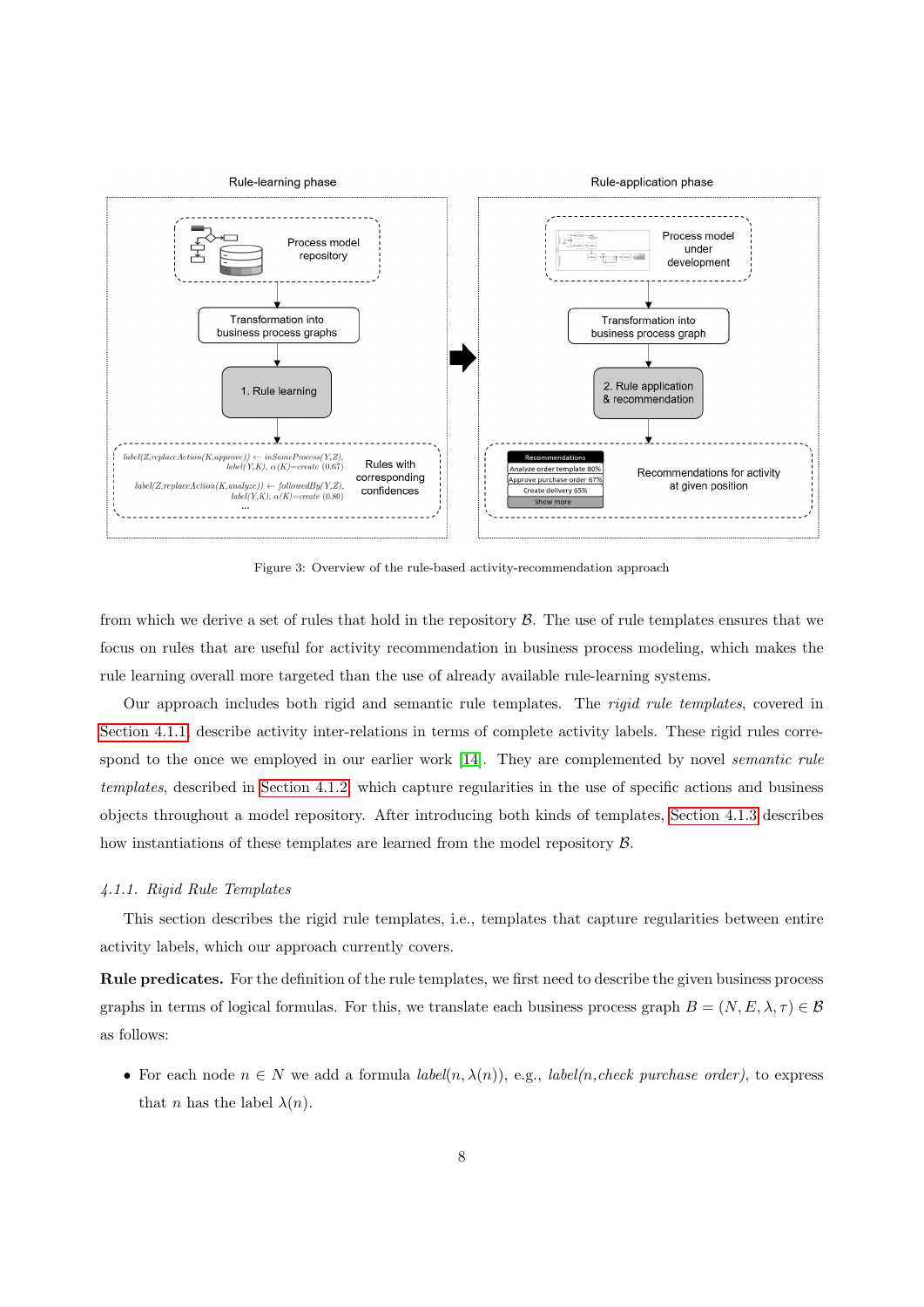Figure 3: Overview of the rule-based activity-recommendation approach

from which we derive a set of rules that hold in the repository $\mathcal{B}$. The use of rule templates ensures that we focus on rules that are useful for activity recommendation in business process modeling, which makes the rule learning overall more targeted than the use of already available rule-learning systems.

Our approach includes both rigid and semantic rule templates. The *rigid rule templates*, covered in Section 4.1.1, describe activity inter-relations in terms of complete activity labels. These rigid rules correspond to the once we employed in our earlier work [14]. They are complemented by novel *semantic rule templates*, described in Section 4.1.2, which capture regularities in the use of specific actions and business objects throughout a model repository. After introducing both kinds of templates, Section 4.1.3 describes how instantiations of these templates are learned from the model repository $\mathcal{B}$.

### 4.1.1. Rigid Rule Templates

This section describes the rigid rule templates, i.e., templates that capture regularities between entire activity labels, which our approach currently covers.

**Rule predicates.** For the definition of the rule templates, we first need to describe the given business process graphs in terms of logical formulas. For this, we translate each business process graph $B = (N, E, \lambda, \tau) \in \mathcal{B}$ as follows:

- For each node $n \in N$ we add a formula $label(n, \lambda(n))$, e.g., *label(n,check purchase order)*, to express that $n$ has the label $\lambda(n)$.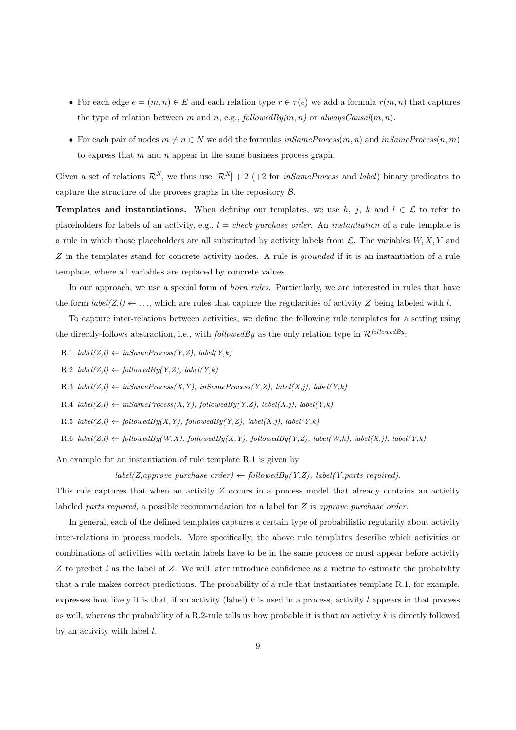- For each edge $e = (m, n) \in E$ and each relation type $r \in \tau(e)$ we add a formula $r(m, n)$ that captures the type of relation between $m$ and $n$, e.g., *followedBy*$(m, n)$ or *alwaysCausal*$(m, n)$.
- For each pair of nodes $m \neq n \in N$ we add the formulas *inSameProcess*$(m, n)$ and *inSameProcess*$(n, m)$ to express that $m$ and $n$ appear in the same business process graph.

Given a set of relations $\mathcal{R}^X$, we thus use $|\mathcal{R}^X| + 2$ (+2 for *inSameProcess* and *label*) binary predicates to capture the structure of the process graphs in the repository $\mathcal{B}$.

**Templates and instantiations.** When defining our templates, we use $h$, $j$, $k$ and $l \in \mathcal{L}$ to refer to placeholders for labels of an activity, e.g., $l =$ *check purchase order*. An *instantiation* of a rule template is a rule in which those placeholders are all substituted by activity labels from $\mathcal{L}$. The variables $W, X, Y$ and $Z$ in the templates stand for concrete activity nodes. A rule is *grounded* if it is an instantiation of a rule template, where all variables are replaced by concrete values.

In our approach, we use a special form of *horn rules*. Particularly, we are interested in rules that have the form *label(Z,l)* $\leftarrow \ldots$, which are rules that capture the regularities of activity $Z$ being labeled with $l$.

To capture inter-relations between activities, we define the following rule templates for a setting using the directly-follows abstraction, i.e., with *followedBy* as the only relation type in $\mathcal{R}^{followedBy}$:

R.1 *label(Z,l)* $\leftarrow$ *inSameProcess(Y,Z), label(Y,k)*

R.2 *label(Z,l)* $\leftarrow$ *followedBy(Y,Z), label(Y,k)*

R.3 *label(Z,l)* $\leftarrow$ *inSameProcess(X,Y), inSameProcess(Y,Z), label(X,j), label(Y,k)*

R.4 *label(Z,l)* $\leftarrow$ *inSameProcess(X,Y), followedBy(Y,Z), label(X,j), label(Y,k)*

R.5 *label(Z,l)* $\leftarrow$ *followedBy(X,Y), followedBy(Y,Z), label(X,j), label(Y,k)*

R.6 *label(Z,l)* $\leftarrow$ *followedBy(W,X), followedBy(X,Y), followedBy(Y,Z), label(W,h), label(X,j), label(Y,k)*

An example for an instantiation of rule template R.1 is given by

*label(Z,approve purchase order)* $\leftarrow$ *followedBy(Y,Z), label(Y,parts required).*

This rule captures that when an activity $Z$ occurs in a process model that already contains an activity labeled *parts required*, a possible recommendation for a label for $Z$ is *approve purchase order*.

In general, each of the defined templates captures a certain type of probabilistic regularity about activity inter-relations in process models. More specifically, the above rule templates describe which activities or combinations of activities with certain labels have to be in the same process or must appear before activity $Z$ to predict $l$ as the label of $Z$. We will later introduce confidence as a metric to estimate the probability that a rule makes correct predictions. The probability of a rule that instantiates template R.1, for example, expresses how likely it is that, if an activity (label) $k$ is used in a process, activity $l$ appears in that process as well, whereas the probability of a R.2-rule tells us how probable it is that an activity $k$ is directly followed by an activity with label $l$.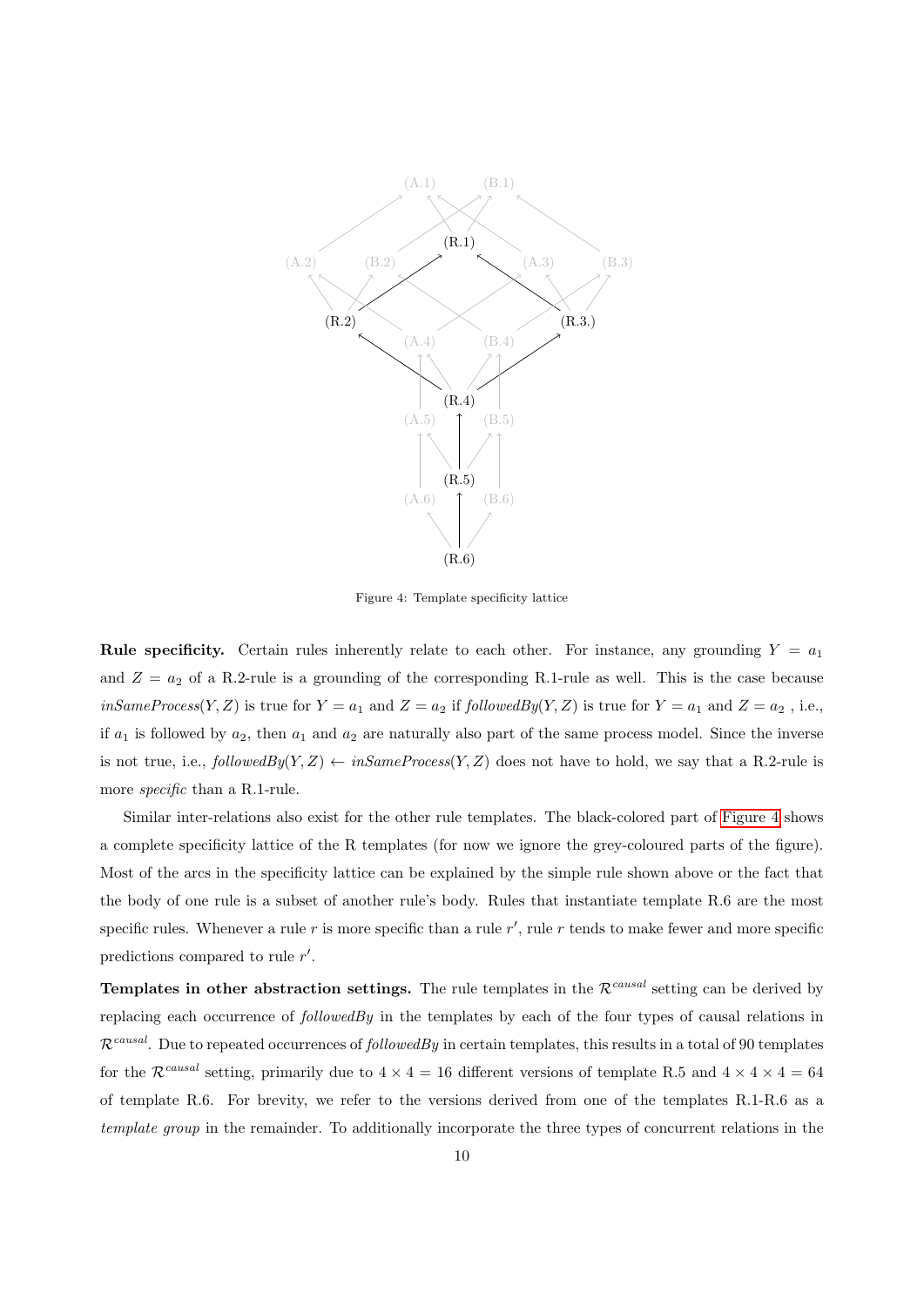Figure 4: Template specificity lattice

**Rule specificity.** Certain rules inherently relate to each other. For instance, any grounding $Y = a_1$ and $Z = a_2$ of a R.2-rule is a grounding of the corresponding R.1-rule as well. This is the case because *inSameProcess*$(Y, Z)$ is true for $Y = a_1$ and $Z = a_2$ if *followedBy*$(Y, Z)$ is true for $Y = a_1$ and $Z = a_2$ , i.e., if $a_1$ is followed by $a_2$, then $a_1$ and $a_2$ are naturally also part of the same process model. Since the inverse is not true, i.e., *followedBy*$(Y, Z) \leftarrow$ *inSameProcess*$(Y, Z)$ does not have to hold, we say that a R.2-rule is more *specific* than a R.1-rule.

Similar inter-relations also exist for the other rule templates. The black-colored part of Figure 4 shows a complete specificity lattice of the R templates (for now we ignore the grey-coloured parts of the figure). Most of the arcs in the specificity lattice can be explained by the simple rule shown above or the fact that the body of one rule is a subset of another rule's body. Rules that instantiate template R.6 are the most specific rules. Whenever a rule $r$ is more specific than a rule $r'$, rule $r$ tends to make fewer and more specific predictions compared to rule $r'$.

**Templates in other abstraction settings.** The rule templates in the $\mathcal{R}^{causal}$ setting can be derived by replacing each occurrence of *followedBy* in the templates by each of the four types of causal relations in $\mathcal{R}^{causal}$. Due to repeated occurrences of *followedBy* in certain templates, this results in a total of 90 templates for the $\mathcal{R}^{causal}$ setting, primarily due to $4 \times 4 = 16$ different versions of template R.5 and $4 \times 4 \times 4 = 64$ of template R.6. For brevity, we refer to the versions derived from one of the templates R.1-R.6 as a *template group* in the remainder. To additionally incorporate the three types of concurrent relations in the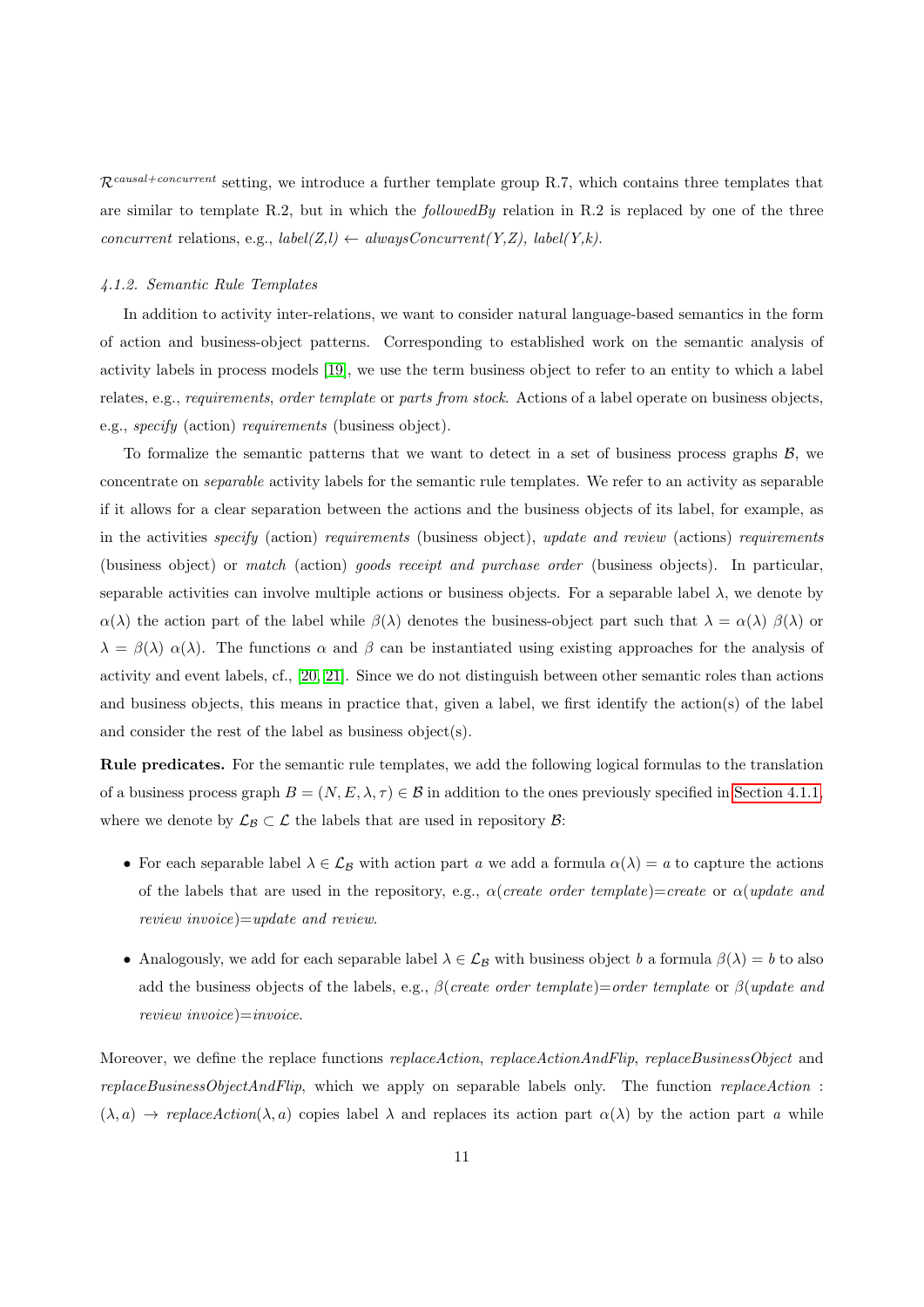$\mathcal{R}^{causal+concurrent}$ setting, we introduce a further template group R.7, which contains three templates that are similar to template R.2, but in which the *followedBy* relation in R.2 is replaced by one of the three *concurrent* relations, e.g., *label(Z,l)* $\leftarrow$ *alwaysConcurrent(Y,Z), label(Y,k).*

#### *4.1.2. Semantic Rule Templates*

In addition to activity inter-relations, we want to consider natural language-based semantics in the form of action and business-object patterns. Corresponding to established work on the semantic analysis of activity labels in process models [19], we use the term business object to refer to an entity to which a label relates, e.g., *requirements*, *order template* or *parts from stock*. Actions of a label operate on business objects, e.g., *specify* (action) *requirements* (business object).

To formalize the semantic patterns that we want to detect in a set of business process graphs $\mathcal{B}$, we concentrate on *separable* activity labels for the semantic rule templates. We refer to an activity as separable if it allows for a clear separation between the actions and the business objects of its label, for example, as in the activities *specify* (action) *requirements* (business object), *update and review* (actions) *requirements* (business object) or *match* (action) *goods receipt and purchase order* (business objects). In particular, separable activities can involve multiple actions or business objects. For a separable label $\lambda$, we denote by $\alpha(\lambda)$ the action part of the label while $\beta(\lambda)$ denotes the business-object part such that $\lambda = \alpha(\lambda)\ \beta(\lambda)$ or $\lambda = \beta(\lambda)\ \alpha(\lambda)$. The functions $\alpha$ and $\beta$ can be instantiated using existing approaches for the analysis of activity and event labels, cf., [20, 21]. Since we do not distinguish between other semantic roles than actions and business objects, this means in practice that, given a label, we first identify the action(s) of the label and consider the rest of the label as business object(s).

**Rule predicates.** For the semantic rule templates, we add the following logical formulas to the translation of a business process graph $B = (N, E, \lambda, \tau) \in \mathcal{B}$ in addition to the ones previously specified in Section 4.1.1, where we denote by $\mathcal{L}_{\mathcal{B}} \subset \mathcal{L}$ the labels that are used in repository $\mathcal{B}$:

- For each separable label $\lambda \in \mathcal{L}_{\mathcal{B}}$ with action part $a$ we add a formula $\alpha(\lambda) = a$ to capture the actions of the labels that are used in the repository, e.g., $\alpha$(*create order template*)=*create* or $\alpha$(*update and review invoice*)=*update and review*.
- Analogously, we add for each separable label $\lambda \in \mathcal{L}_{\mathcal{B}}$ with business object $b$ a formula $\beta(\lambda) = b$ to also add the business objects of the labels, e.g., $\beta$(*create order template*)=*order template* or $\beta$(*update and review invoice*)=*invoice*.

Moreover, we define the replace functions *replaceAction*, *replaceActionAndFlip*, *replaceBusinessObject* and *replaceBusinessObjectAndFlip*, which we apply on separable labels only. The function *replaceAction* : $(\lambda, a) \rightarrow$ *replaceAction*$(\lambda, a)$ copies label $\lambda$ and replaces its action part $\alpha(\lambda)$ by the action part $a$ while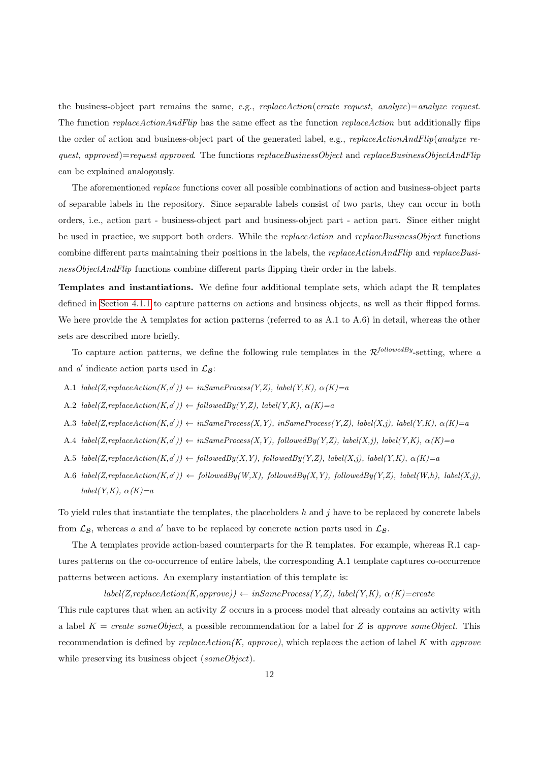the business-object part remains the same, e.g., *replaceAction*(*create request, analyze*)=*analyze request*. The function *replaceActionAndFlip* has the same effect as the function *replaceAction* but additionally flips the order of action and business-object part of the generated label, e.g., *replaceActionAndFlip*(*analyze request, approved*)=*request approved*. The functions *replaceBusinessObject* and *replaceBusinessObjectAndFlip* can be explained analogously.

The aforementioned *replace* functions cover all possible combinations of action and business-object parts of separable labels in the repository. Since separable labels consist of two parts, they can occur in both orders, i.e., action part - business-object part and business-object part - action part. Since either might be used in practice, we support both orders. While the *replaceAction* and *replaceBusinessObject* functions combine different parts maintaining their positions in the labels, the *replaceActionAndFlip* and *replaceBusinessObjectAndFlip* functions combine different parts flipping their order in the labels.

**Templates and instantiations.** We define four additional template sets, which adapt the R templates defined in Section 4.1.1 to capture patterns on actions and business objects, as well as their flipped forms. We here provide the A templates for action patterns (referred to as A.1 to A.6) in detail, whereas the other sets are described more briefly.

To capture action patterns, we define the following rule templates in the $\mathcal{R}^{followedBy}$-setting, where $a$ and $a'$ indicate action parts used in $\mathcal{L}_{\mathcal{B}}$:

- A.1 *label(Z,replaceAction(K,$a'$))* ← *inSameProcess(Y,Z), label(Y,K), $\alpha$(K)=$a$*
- A.2 *label(Z,replaceAction(K,$a'$))* ← *followedBy(Y,Z), label(Y,K), $\alpha$(K)=$a$*
- A.3 *label(Z,replaceAction(K,$a'$))* ← *inSameProcess(X,Y), inSameProcess(Y,Z), label(X,j), label(Y,K), $\alpha$(K)=$a$*
- A.4 *label(Z,replaceAction(K,$a'$))* ← *inSameProcess(X,Y), followedBy(Y,Z), label(X,j), label(Y,K), $\alpha$(K)=$a$*
- A.5 *label(Z,replaceAction(K,$a'$))* ← *followedBy(X,Y), followedBy(Y,Z), label(X,j), label(Y,K), $\alpha$(K)=$a$*
- A.6 *label(Z,replaceAction(K,$a'$))* ← *followedBy(W,X), followedBy(X,Y), followedBy(Y,Z), label(W,h), label(X,j), label(Y,K), $\alpha$(K)=$a$*

To yield rules that instantiate the templates, the placeholders $h$ and $j$ have to be replaced by concrete labels from $\mathcal{L}_{\mathcal{B}}$, whereas $a$ and $a'$ have to be replaced by concrete action parts used in $\mathcal{L}_{\mathcal{B}}$.

The A templates provide action-based counterparts for the R templates. For example, whereas R.1 captures patterns on the co-occurrence of entire labels, the corresponding A.1 template captures co-occurrence patterns between actions. An exemplary instantiation of this template is:

*label(Z,replaceAction(K,approve))* ← *inSameProcess(Y,Z), label(Y,K), $\alpha$(K)=create*

This rule captures that when an activity $Z$ occurs in a process model that already contains an activity with a label $K$ = *create someObject*, a possible recommendation for a label for $Z$ is *approve someObject*. This recommendation is defined by *replaceAction(K, approve)*, which replaces the action of label $K$ with *approve* while preserving its business object (*someObject*).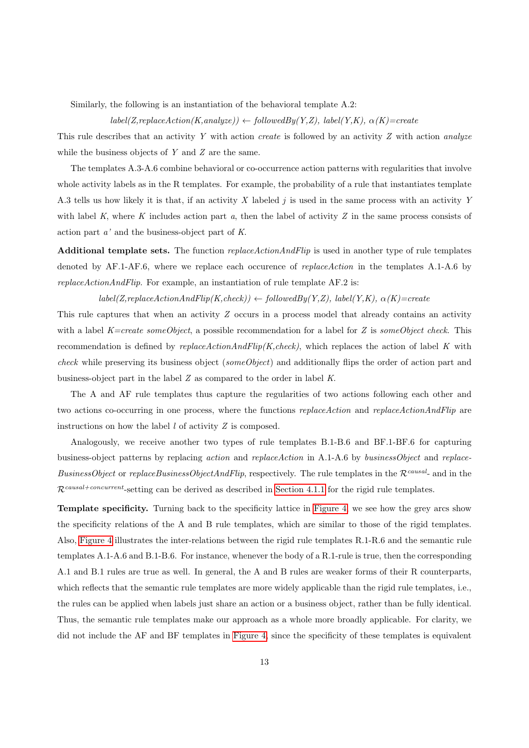Similarly, the following is an instantiation of the behavioral template A.2:

$$label(Z, replaceAction(K, analyze)) \leftarrow followedBy(Y,Z),\ label(Y,K),\ \alpha(K)=create$$

This rule describes that an activity $Y$ with action *create* is followed by an activity $Z$ with action *analyze* while the business objects of $Y$ and $Z$ are the same.

The templates A.3-A.6 combine behavioral or co-occurrence action patterns with regularities that involve whole activity labels as in the R templates. For example, the probability of a rule that instantiates template A.3 tells us how likely it is that, if an activity $X$ labeled $j$ is used in the same process with an activity $Y$ with label $K$, where $K$ includes action part $a$, then the label of activity $Z$ in the same process consists of action part $a'$ and the business-object part of $K$.

**Additional template sets.** The function *replaceActionAndFlip* is used in another type of rule templates denoted by AF.1-AF.6, where we replace each occurence of *replaceAction* in the templates A.1-A.6 by *replaceActionAndFlip*. For example, an instantiation of rule template AF.2 is:

$$label(Z, replaceActionAndFlip(K, check)) \leftarrow followedBy(Y,Z),\ label(Y,K),\ \alpha(K)=create$$

This rule captures that when an activity $Z$ occurs in a process model that already contains an activity with a label $K$=*create someObject*, a possible recommendation for a label for $Z$ is *someObject check*. This recommendation is defined by *replaceActionAndFlip(K,check)*, which replaces the action of label $K$ with *check* while preserving its business object (*someObject*) and additionally flips the order of action part and business-object part in the label $Z$ as compared to the order in label $K$.

The A and AF rule templates thus capture the regularities of two actions following each other and two actions co-occurring in one process, where the functions *replaceAction* and *replaceActionAndFlip* are instructions on how the label $l$ of activity $Z$ is composed.

Analogously, we receive another two types of rule templates B.1-B.6 and BF.1-BF.6 for capturing business-object patterns by replacing *action* and *replaceAction* in A.1-A.6 by *businessObject* and *replaceBusinessObject* or *replaceBusinessObjectAndFlip*, respectively. The rule templates in the $\mathcal{R}^{causal}$- and in the $\mathcal{R}^{causal+concurrent}$-setting can be derived as described in Section 4.1.1 for the rigid rule templates.

**Template specificity.** Turning back to the specificity lattice in Figure 4, we see how the grey arcs show the specificity relations of the A and B rule templates, which are similar to those of the rigid templates. Also, Figure 4 illustrates the inter-relations between the rigid rule templates R.1-R.6 and the semantic rule templates A.1-A.6 and B.1-B.6. For instance, whenever the body of a R.1-rule is true, then the corresponding A.1 and B.1 rules are true as well. In general, the A and B rules are weaker forms of their R counterparts, which reflects that the semantic rule templates are more widely applicable than the rigid rule templates, i.e., the rules can be applied when labels just share an action or a business object, rather than be fully identical. Thus, the semantic rule templates make our approach as a whole more broadly applicable. For clarity, we did not include the AF and BF templates in Figure 4, since the specificity of these templates is equivalent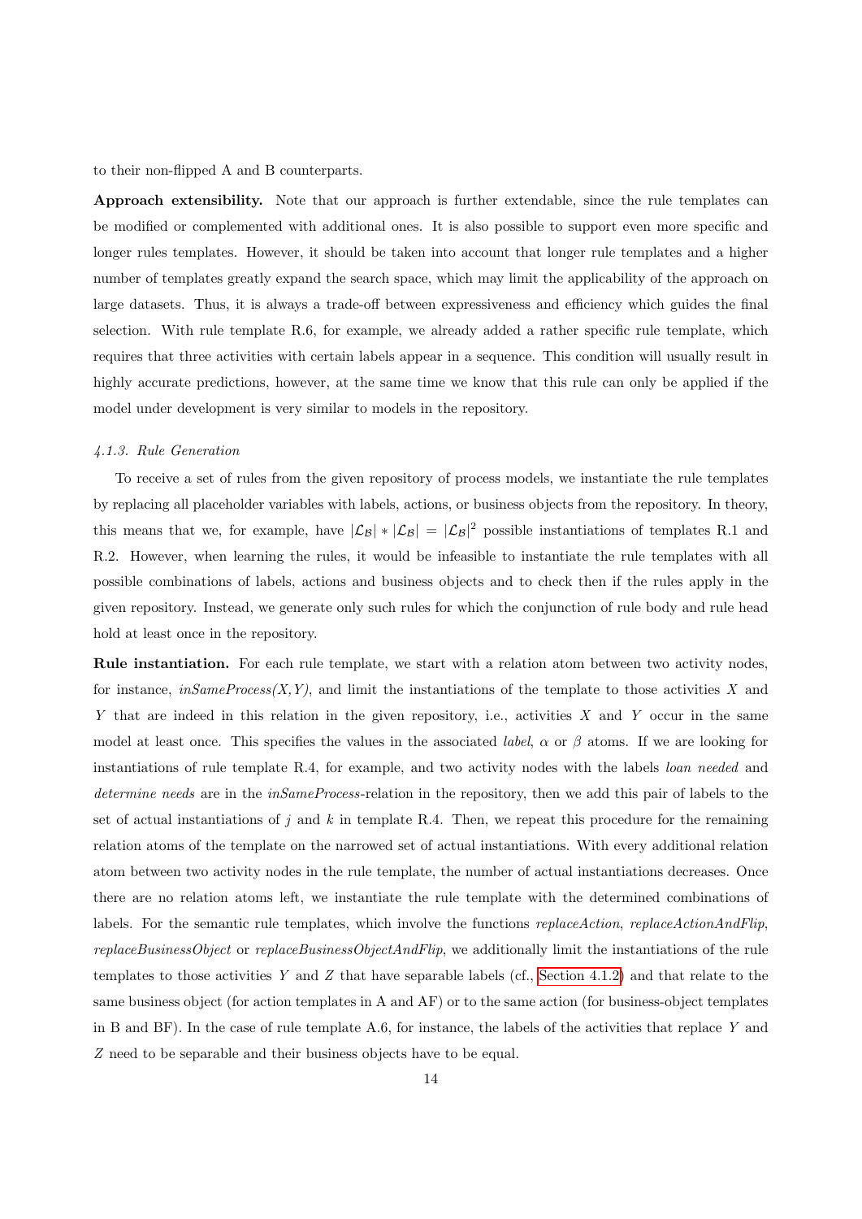to their non-flipped A and B counterparts.

**Approach extensibility.** Note that our approach is further extendable, since the rule templates can be modified or complemented with additional ones. It is also possible to support even more specific and longer rules templates. However, it should be taken into account that longer rule templates and a higher number of templates greatly expand the search space, which may limit the applicability of the approach on large datasets. Thus, it is always a trade-off between expressiveness and efficiency which guides the final selection. With rule template R.6, for example, we already added a rather specific rule template, which requires that three activities with certain labels appear in a sequence. This condition will usually result in highly accurate predictions, however, at the same time we know that this rule can only be applied if the model under development is very similar to models in the repository.

#### *4.1.3. Rule Generation*

To receive a set of rules from the given repository of process models, we instantiate the rule templates by replacing all placeholder variables with labels, actions, or business objects from the repository. In theory, this means that we, for example, have $|\mathcal{L}_\mathcal{B}| * |\mathcal{L}_\mathcal{B}| = |\mathcal{L}_\mathcal{B}|^2$ possible instantiations of templates R.1 and R.2. However, when learning the rules, it would be infeasible to instantiate the rule templates with all possible combinations of labels, actions and business objects and to check then if the rules apply in the given repository. Instead, we generate only such rules for which the conjunction of rule body and rule head hold at least once in the repository.

**Rule instantiation.** For each rule template, we start with a relation atom between two activity nodes, for instance, *inSameProcess(X,Y)*, and limit the instantiations of the template to those activities $X$ and $Y$ that are indeed in this relation in the given repository, i.e., activities $X$ and $Y$ occur in the same model at least once. This specifies the values in the associated *label*, $\alpha$ or $\beta$ atoms. If we are looking for instantiations of rule template R.4, for example, and two activity nodes with the labels *loan needed* and *determine needs* are in the *inSameProcess*-relation in the repository, then we add this pair of labels to the set of actual instantiations of $j$ and $k$ in template R.4. Then, we repeat this procedure for the remaining relation atoms of the template on the narrowed set of actual instantiations. With every additional relation atom between two activity nodes in the rule template, the number of actual instantiations decreases. Once there are no relation atoms left, we instantiate the rule template with the determined combinations of labels. For the semantic rule templates, which involve the functions *replaceAction*, *replaceActionAndFlip*, *replaceBusinessObject* or *replaceBusinessObjectAndFlip*, we additionally limit the instantiations of the rule templates to those activities $Y$ and $Z$ that have separable labels (cf., Section 4.1.2) and that relate to the same business object (for action templates in A and AF) or to the same action (for business-object templates in B and BF). In the case of rule template A.6, for instance, the labels of the activities that replace $Y$ and $Z$ need to be separable and their business objects have to be equal.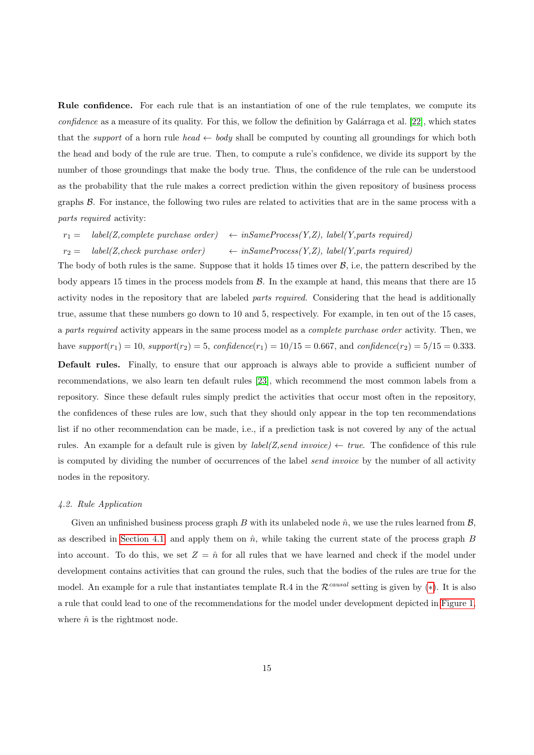**Rule confidence.** For each rule that is an instantiation of one of the rule templates, we compute its *confidence* as a measure of its quality. For this, we follow the definition by Galárraga et al. [22], which states that the *support* of a horn rule *head* ← *body* shall be computed by counting all groundings for which both the head and body of the rule are true. Then, to compute a rule's confidence, we divide its support by the number of those groundings that make the body true. Thus, the confidence of the rule can be understood as the probability that the rule makes a correct prediction within the given repository of business process graphs $\mathcal{B}$. For instance, the following two rules are related to activities that are in the same process with a *parts required* activity:

$r_1 =$ *label(Z,complete purchase order)* ← *inSameProcess(Y,Z), label(Y,parts required)*

$r_2 =$ *label(Z,check purchase order)* ← *inSameProcess(Y,Z), label(Y,parts required)*

The body of both rules is the same. Suppose that it holds 15 times over $\mathcal{B}$, i.e, the pattern described by the body appears 15 times in the process models from $\mathcal{B}$. In the example at hand, this means that there are 15 activity nodes in the repository that are labeled *parts required*. Considering that the head is additionally true, assume that these numbers go down to 10 and 5, respectively. For example, in ten out of the 15 cases, a *parts required* activity appears in the same process model as a *complete purchase order* activity. Then, we have $support(r_1) = 10$, $support(r_2) = 5$, $confidence(r_1) = 10/15 = 0.667$, and $confidence(r_2) = 5/15 = 0.333$.

**Default rules.** Finally, to ensure that our approach is always able to provide a sufficient number of recommendations, we also learn ten default rules [23], which recommend the most common labels from a repository. Since these default rules simply predict the activities that occur most often in the repository, the confidences of these rules are low, such that they should only appear in the top ten recommendations list if no other recommendation can be made, i.e., if a prediction task is not covered by any of the actual rules. An example for a default rule is given by *label(Z,send invoice)* ← *true*. The confidence of this rule is computed by dividing the number of occurrences of the label *send invoice* by the number of all activity nodes in the repository.

### 4.2. Rule Application

Given an unfinished business process graph $B$ with its unlabeled node $\hat{n}$, we use the rules learned from $\mathcal{B}$, as described in Section 4.1 and apply them on $\hat{n}$, while taking the current state of the process graph $B$ into account. To do this, we set $Z = \hat{n}$ for all rules that we have learned and check if the model under development contains activities that can ground the rules, such that the bodies of the rules are true for the model. An example for a rule that instantiates template R.4 in the $\mathcal{R}^{causal}$ setting is given by (*). It is also a rule that could lead to one of the recommendations for the model under development depicted in Figure 1, where $\hat{n}$ is the rightmost node.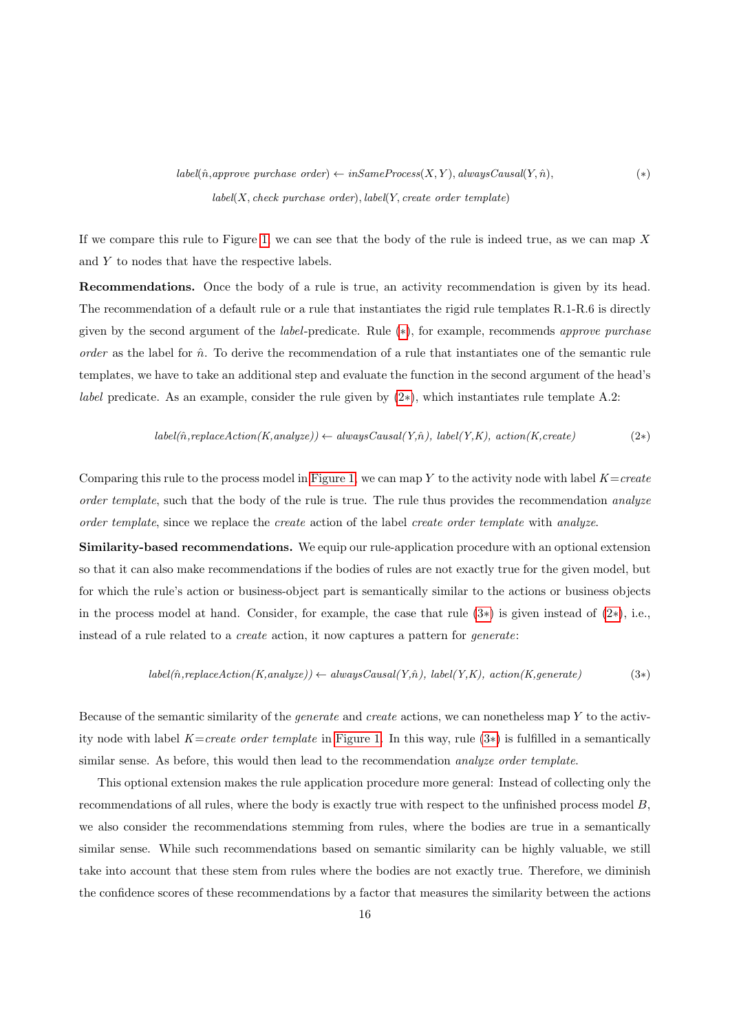$$label(\hat{n}, \textit{approve purchase order}) \leftarrow inSameProcess(X,Y), alwaysCausal(Y,\hat{n}),$$
$$label(X, \textit{check purchase order}), label(Y, \textit{create order template}) \quad (*)$$

If we compare this rule to Figure 1, we can see that the body of the rule is indeed true, as we can map $X$ and $Y$ to nodes that have the respective labels.

**Recommendations.** Once the body of a rule is true, an activity recommendation is given by its head. The recommendation of a default rule or a rule that instantiates the rigid rule templates R.1-R.6 is directly given by the second argument of the *label*-predicate. Rule (∗), for example, recommends *approve purchase order* as the label for $\hat{n}$. To derive the recommendation of a rule that instantiates one of the semantic rule templates, we have to take an additional step and evaluate the function in the second argument of the head's *label* predicate. As an example, consider the rule given by (2∗), which instantiates rule template A.2:

$$label(\hat{n}, replaceAction(K, analyze)) \leftarrow alwaysCausal(Y,\hat{n}),\ label(Y,K),\ action(K, create) \quad (2*)$$

Comparing this rule to the process model in Figure 1, we can map $Y$ to the activity node with label $K$=*create order template*, such that the body of the rule is true. The rule thus provides the recommendation *analyze order template*, since we replace the *create* action of the label *create order template* with *analyze*.

**Similarity-based recommendations.** We equip our rule-application procedure with an optional extension so that it can also make recommendations if the bodies of rules are not exactly true for the given model, but for which the rule's action or business-object part is semantically similar to the actions or business objects in the process model at hand. Consider, for example, the case that rule (3∗) is given instead of (2∗), i.e., instead of a rule related to a *create* action, it now captures a pattern for *generate*:

$$label(\hat{n}, replaceAction(K, analyze)) \leftarrow alwaysCausal(Y,\hat{n}),\ label(Y,K),\ action(K, generate) \quad (3*)$$

Because of the semantic similarity of the *generate* and *create* actions, we can nonetheless map $Y$ to the activity node with label $K$=*create order template* in Figure 1. In this way, rule (3∗) is fulfilled in a semantically similar sense. As before, this would then lead to the recommendation *analyze order template*.

This optional extension makes the rule application procedure more general: Instead of collecting only the recommendations of all rules, where the body is exactly true with respect to the unfinished process model $B$, we also consider the recommendations stemming from rules, where the bodies are true in a semantically similar sense. While such recommendations based on semantic similarity can be highly valuable, we still take into account that these stem from rules where the bodies are not exactly true. Therefore, we diminish the confidence scores of these recommendations by a factor that measures the similarity between the actions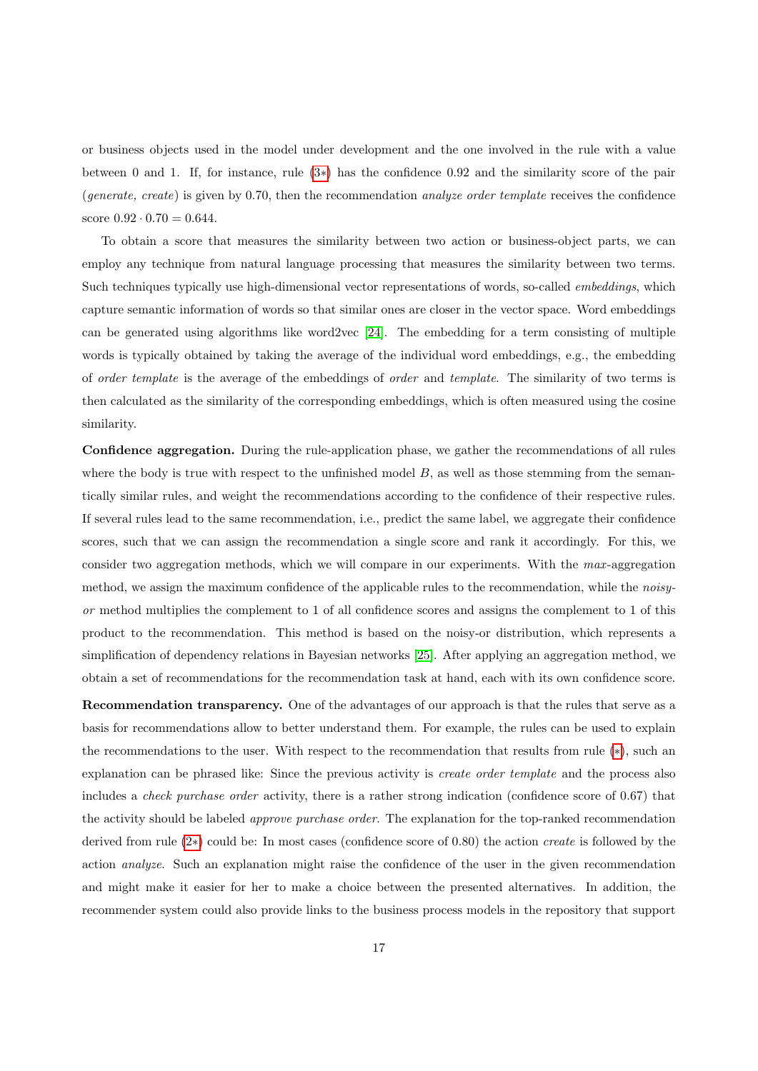or business objects used in the model under development and the one involved in the rule with a value between 0 and 1. If, for instance, rule (3∗) has the confidence 0.92 and the similarity score of the pair (*generate, create*) is given by 0.70, then the recommendation *analyze order template* receives the confidence score $0.92 \cdot 0.70 = 0.644$.

To obtain a score that measures the similarity between two action or business-object parts, we can employ any technique from natural language processing that measures the similarity between two terms. Such techniques typically use high-dimensional vector representations of words, so-called *embeddings*, which capture semantic information of words so that similar ones are closer in the vector space. Word embeddings can be generated using algorithms like word2vec [24]. The embedding for a term consisting of multiple words is typically obtained by taking the average of the individual word embeddings, e.g., the embedding of *order template* is the average of the embeddings of *order* and *template*. The similarity of two terms is then calculated as the similarity of the corresponding embeddings, which is often measured using the cosine similarity.

**Confidence aggregation.** During the rule-application phase, we gather the recommendations of all rules where the body is true with respect to the unfinished model $B$, as well as those stemming from the semantically similar rules, and weight the recommendations according to the confidence of their respective rules. If several rules lead to the same recommendation, i.e., predict the same label, we aggregate their confidence scores, such that we can assign the recommendation a single score and rank it accordingly. For this, we consider two aggregation methods, which we will compare in our experiments. With the *max*-aggregation method, we assign the maximum confidence of the applicable rules to the recommendation, while the *noisy-or* method multiplies the complement to 1 of all confidence scores and assigns the complement to 1 of this product to the recommendation. This method is based on the noisy-or distribution, which represents a simplification of dependency relations in Bayesian networks [25]. After applying an aggregation method, we obtain a set of recommendations for the recommendation task at hand, each with its own confidence score.

**Recommendation transparency.** One of the advantages of our approach is that the rules that serve as a basis for recommendations allow to better understand them. For example, the rules can be used to explain the recommendations to the user. With respect to the recommendation that results from rule (∗), such an explanation can be phrased like: Since the previous activity is *create order template* and the process also includes a *check purchase order* activity, there is a rather strong indication (confidence score of 0.67) that the activity should be labeled *approve purchase order*. The explanation for the top-ranked recommendation derived from rule (2∗) could be: In most cases (confidence score of 0.80) the action *create* is followed by the action *analyze*. Such an explanation might raise the confidence of the user in the given recommendation and might make it easier for her to make a choice between the presented alternatives. In addition, the recommender system could also provide links to the business process models in the repository that support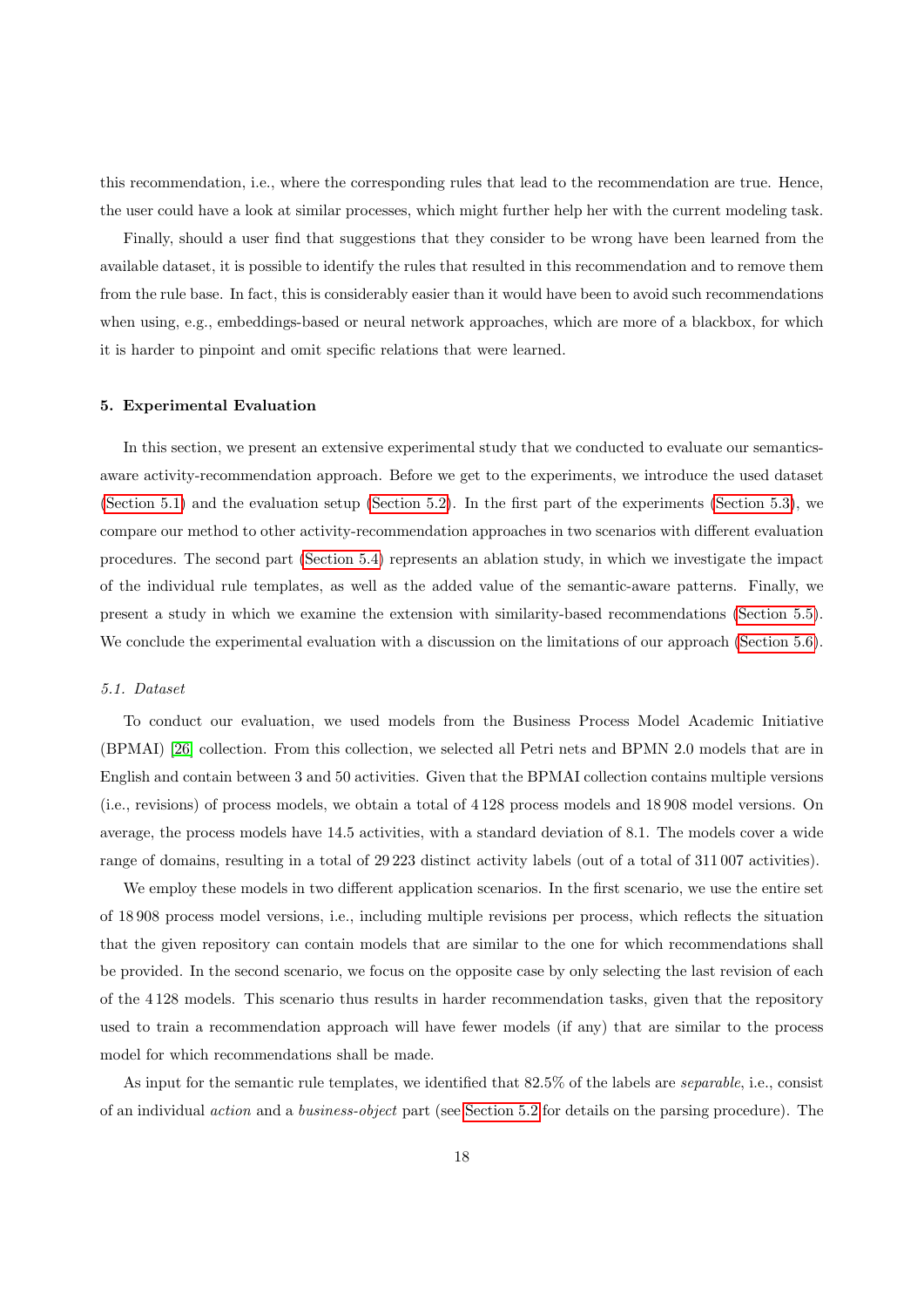this recommendation, i.e., where the corresponding rules that lead to the recommendation are true. Hence, the user could have a look at similar processes, which might further help her with the current modeling task.

Finally, should a user find that suggestions that they consider to be wrong have been learned from the available dataset, it is possible to identify the rules that resulted in this recommendation and to remove them from the rule base. In fact, this is considerably easier than it would have been to avoid such recommendations when using, e.g., embeddings-based or neural network approaches, which are more of a blackbox, for which it is harder to pinpoint and omit specific relations that were learned.

## 5. Experimental Evaluation

In this section, we present an extensive experimental study that we conducted to evaluate our semantics-aware activity-recommendation approach. Before we get to the experiments, we introduce the used dataset (Section 5.1) and the evaluation setup (Section 5.2). In the first part of the experiments (Section 5.3), we compare our method to other activity-recommendation approaches in two scenarios with different evaluation procedures. The second part (Section 5.4) represents an ablation study, in which we investigate the impact of the individual rule templates, as well as the added value of the semantic-aware patterns. Finally, we present a study in which we examine the extension with similarity-based recommendations (Section 5.5). We conclude the experimental evaluation with a discussion on the limitations of our approach (Section 5.6).

### *5.1. Dataset*

To conduct our evaluation, we used models from the Business Process Model Academic Initiative (BPMAI) [26] collection. From this collection, we selected all Petri nets and BPMN 2.0 models that are in English and contain between 3 and 50 activities. Given that the BPMAI collection contains multiple versions (i.e., revisions) of process models, we obtain a total of 4 128 process models and 18 908 model versions. On average, the process models have 14.5 activities, with a standard deviation of 8.1. The models cover a wide range of domains, resulting in a total of 29 223 distinct activity labels (out of a total of 311 007 activities).

We employ these models in two different application scenarios. In the first scenario, we use the entire set of 18 908 process model versions, i.e., including multiple revisions per process, which reflects the situation that the given repository can contain models that are similar to the one for which recommendations shall be provided. In the second scenario, we focus on the opposite case by only selecting the last revision of each of the 4 128 models. This scenario thus results in harder recommendation tasks, given that the repository used to train a recommendation approach will have fewer models (if any) that are similar to the process model for which recommendations shall be made.

As input for the semantic rule templates, we identified that 82.5% of the labels are *separable*, i.e., consist of an individual *action* and a *business-object* part (see Section 5.2 for details on the parsing procedure). The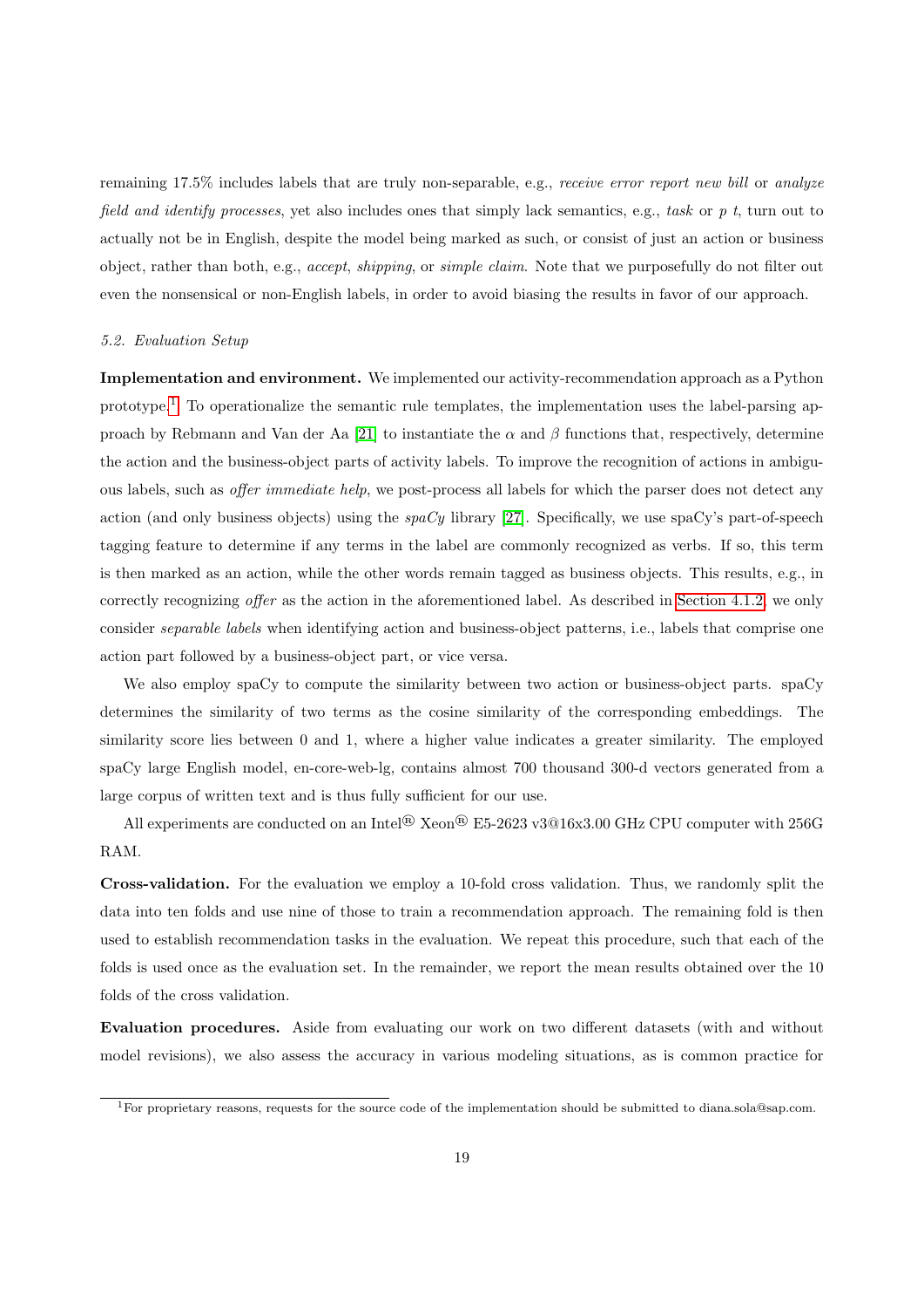remaining 17.5% includes labels that are truly non-separable, e.g., *receive error report new bill* or *analyze field and identify processes*, yet also includes ones that simply lack semantics, e.g., *task* or *p t*, turn out to actually not be in English, despite the model being marked as such, or consist of just an action or business object, rather than both, e.g., *accept*, *shipping*, or *simple claim*. Note that we purposefully do not filter out even the nonsensical or non-English labels, in order to avoid biasing the results in favor of our approach.

### *5.2. Evaluation Setup*

**Implementation and environment.** We implemented our activity-recommendation approach as a Python prototype.[1] To operationalize the semantic rule templates, the implementation uses the label-parsing approach by Rebmann and Van der Aa [21] to instantiate the $\alpha$ and $\beta$ functions that, respectively, determine the action and the business-object parts of activity labels. To improve the recognition of actions in ambiguous labels, such as *offer immediate help*, we post-process all labels for which the parser does not detect any action (and only business objects) using the *spaCy* library [27]. Specifically, we use spaCy's part-of-speech tagging feature to determine if any terms in the label are commonly recognized as verbs. If so, this term is then marked as an action, while the other words remain tagged as business objects. This results, e.g., in correctly recognizing *offer* as the action in the aforementioned label. As described in Section 4.1.2, we only consider *separable labels* when identifying action and business-object patterns, i.e., labels that comprise one action part followed by a business-object part, or vice versa.

We also employ spaCy to compute the similarity between two action or business-object parts. spaCy determines the similarity of two terms as the cosine similarity of the corresponding embeddings. The similarity score lies between 0 and 1, where a higher value indicates a greater similarity. The employed spaCy large English model, en-core-web-lg, contains almost 700 thousand 300-d vectors generated from a large corpus of written text and is thus fully sufficient for our use.

All experiments are conducted on an Intel® Xeon® E5-2623 v3@16x3.00 GHz CPU computer with 256G RAM.

**Cross-validation.** For the evaluation we employ a 10-fold cross validation. Thus, we randomly split the data into ten folds and use nine of those to train a recommendation approach. The remaining fold is then used to establish recommendation tasks in the evaluation. We repeat this procedure, such that each of the folds is used once as the evaluation set. In the remainder, we report the mean results obtained over the 10 folds of the cross validation.

**Evaluation procedures.** Aside from evaluating our work on two different datasets (with and without model revisions), we also assess the accuracy in various modeling situations, as is common practice for

[1] For proprietary reasons, requests for the source code of the implementation should be submitted to diana.sola@sap.com.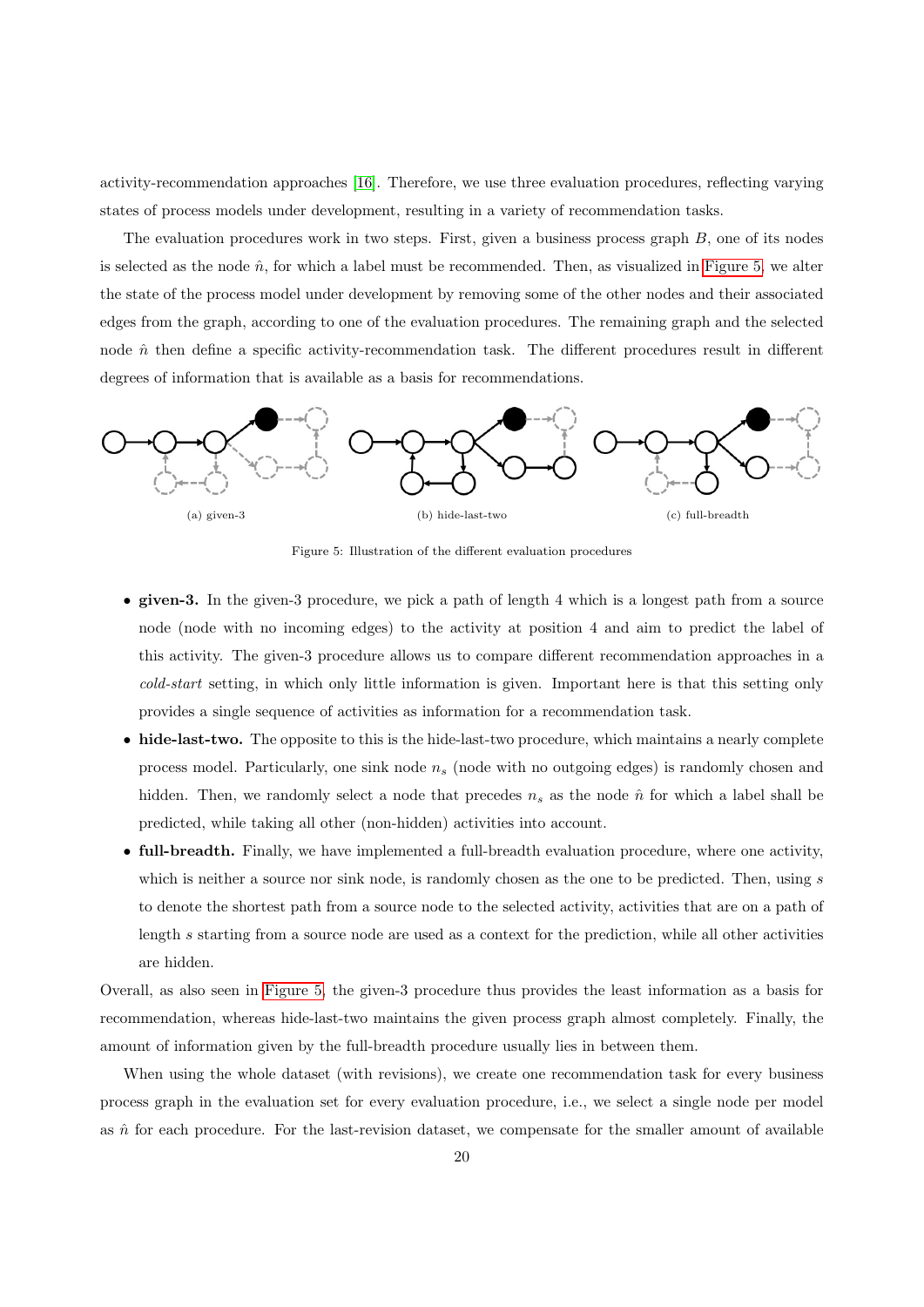activity-recommendation approaches [16]. Therefore, we use three evaluation procedures, reflecting varying states of process models under development, resulting in a variety of recommendation tasks.

The evaluation procedures work in two steps. First, given a business process graph $B$, one of its nodes is selected as the node $\hat{n}$, for which a label must be recommended. Then, as visualized in Figure 5, we alter the state of the process model under development by removing some of the other nodes and their associated edges from the graph, according to one of the evaluation procedures. The remaining graph and the selected node $\hat{n}$ then define a specific activity-recommendation task. The different procedures result in different degrees of information that is available as a basis for recommendations.

(a) given-3 (b) hide-last-two (c) full-breadth

Figure 5: Illustration of the different evaluation procedures

- **given-3.** In the given-3 procedure, we pick a path of length 4 which is a longest path from a source node (node with no incoming edges) to the activity at position 4 and aim to predict the label of this activity. The given-3 procedure allows us to compare different recommendation approaches in a *cold-start* setting, in which only little information is given. Important here is that this setting only provides a single sequence of activities as information for a recommendation task.
- **hide-last-two.** The opposite to this is the hide-last-two procedure, which maintains a nearly complete process model. Particularly, one sink node $n_s$ (node with no outgoing edges) is randomly chosen and hidden. Then, we randomly select a node that precedes $n_s$ as the node $\hat{n}$ for which a label shall be predicted, while taking all other (non-hidden) activities into account.
- **full-breadth.** Finally, we have implemented a full-breadth evaluation procedure, where one activity, which is neither a source nor sink node, is randomly chosen as the one to be predicted. Then, using $s$ to denote the shortest path from a source node to the selected activity, activities that are on a path of length $s$ starting from a source node are used as a context for the prediction, while all other activities are hidden.

Overall, as also seen in Figure 5, the given-3 procedure thus provides the least information as a basis for recommendation, whereas hide-last-two maintains the given process graph almost completely. Finally, the amount of information given by the full-breadth procedure usually lies in between them.

When using the whole dataset (with revisions), we create one recommendation task for every business process graph in the evaluation set for every evaluation procedure, i.e., we select a single node per model as $\hat{n}$ for each procedure. For the last-revision dataset, we compensate for the smaller amount of available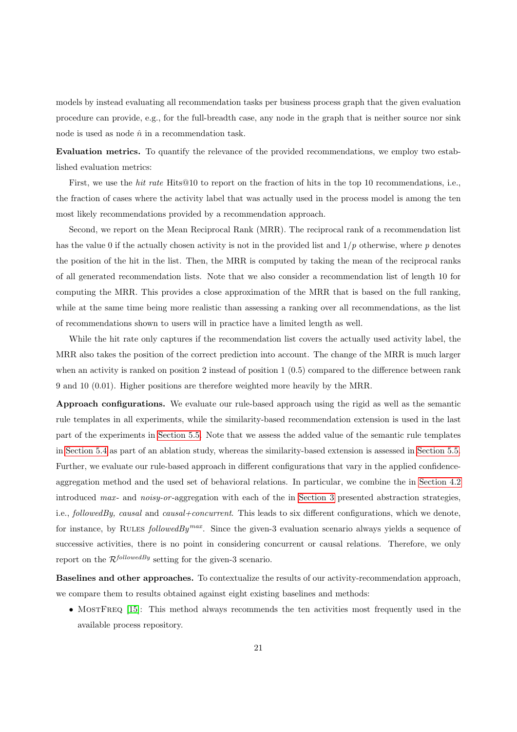models by instead evaluating all recommendation tasks per business process graph that the given evaluation procedure can provide, e.g., for the full-breadth case, any node in the graph that is neither source nor sink node is used as node $\hat{n}$ in a recommendation task.

**Evaluation metrics.** To quantify the relevance of the provided recommendations, we employ two established evaluation metrics:

First, we use the *hit rate* Hits@10 to report on the fraction of hits in the top 10 recommendations, i.e., the fraction of cases where the activity label that was actually used in the process model is among the ten most likely recommendations provided by a recommendation approach.

Second, we report on the Mean Reciprocal Rank (MRR). The reciprocal rank of a recommendation list has the value 0 if the actually chosen activity is not in the provided list and $1/p$ otherwise, where $p$ denotes the position of the hit in the list. Then, the MRR is computed by taking the mean of the reciprocal ranks of all generated recommendation lists. Note that we also consider a recommendation list of length 10 for computing the MRR. This provides a close approximation of the MRR that is based on the full ranking, while at the same time being more realistic than assessing a ranking over all recommendations, as the list of recommendations shown to users will in practice have a limited length as well.

While the hit rate only captures if the recommendation list covers the actually used activity label, the MRR also takes the position of the correct prediction into account. The change of the MRR is much larger when an activity is ranked on position 2 instead of position 1 (0.5) compared to the difference between rank 9 and 10 (0.01). Higher positions are therefore weighted more heavily by the MRR.

**Approach configurations.** We evaluate our rule-based approach using the rigid as well as the semantic rule templates in all experiments, while the similarity-based recommendation extension is used in the last part of the experiments in Section 5.5. Note that we assess the added value of the semantic rule templates in Section 5.4 as part of an ablation study, whereas the similarity-based extension is assessed in Section 5.5. Further, we evaluate our rule-based approach in different configurations that vary in the applied confidence-aggregation method and the used set of behavioral relations. In particular, we combine the in Section 4.2 introduced *max*- and *noisy-or*-aggregation with each of the in Section 3 presented abstraction strategies, i.e., *followedBy, causal* and *causal+concurrent*. This leads to six different configurations, which we denote, for instance, by Rules $followedBy^{max}$. Since the given-3 evaluation scenario always yields a sequence of successive activities, there is no point in considering concurrent or causal relations. Therefore, we only report on the $\mathcal{R}^{followedBy}$ setting for the given-3 scenario.

**Baselines and other approaches.** To contextualize the results of our activity-recommendation approach, we compare them to results obtained against eight existing baselines and methods:

- MostFreq [15]: This method always recommends the ten activities most frequently used in the available process repository.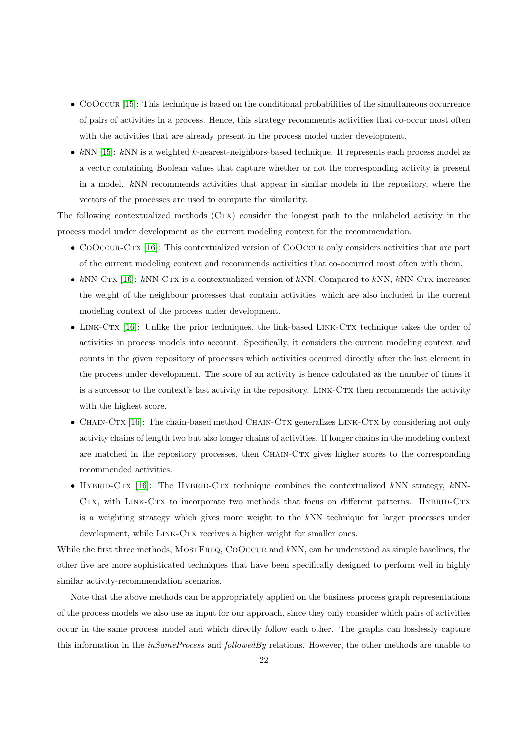- CoOccur [15]: This technique is based on the conditional probabilities of the simultaneous occurrence of pairs of activities in a process. Hence, this strategy recommends activities that co-occur most often with the activities that are already present in the process model under development.
- $k$NN [15]: $k$NN is a weighted $k$-nearest-neighbors-based technique. It represents each process model as a vector containing Boolean values that capture whether or not the corresponding activity is present in a model. $k$NN recommends activities that appear in similar models in the repository, where the vectors of the processes are used to compute the similarity.

The following contextualized methods (Ctx) consider the longest path to the unlabeled activity in the process model under development as the current modeling context for the recommendation.

- CoOccur-Ctx [16]: This contextualized version of CoOccur only considers activities that are part of the current modeling context and recommends activities that co-occurred most often with them.
- $k$NN-Ctx [16]: $k$NN-Ctx is a contextualized version of $k$NN. Compared to $k$NN, $k$NN-Ctx increases the weight of the neighbour processes that contain activities, which are also included in the current modeling context of the process under development.
- Link-Ctx [16]: Unlike the prior techniques, the link-based Link-Ctx technique takes the order of activities in process models into account. Specifically, it considers the current modeling context and counts in the given repository of processes which activities occurred directly after the last element in the process under development. The score of an activity is hence calculated as the number of times it is a successor to the context's last activity in the repository. Link-Ctx then recommends the activity with the highest score.
- Chain-Ctx [16]: The chain-based method Chain-Ctx generalizes Link-Ctx by considering not only activity chains of length two but also longer chains of activities. If longer chains in the modeling context are matched in the repository processes, then Chain-Ctx gives higher scores to the corresponding recommended activities.
- Hybrid-Ctx [16]: The Hybrid-Ctx technique combines the contextualized $k$NN strategy, $k$NN-Ctx, with Link-Ctx to incorporate two methods that focus on different patterns. Hybrid-Ctx is a weighting strategy which gives more weight to the $k$NN technique for larger processes under development, while Link-Ctx receives a higher weight for smaller ones.

While the first three methods, MostFreq, CoOccur and $k$NN, can be understood as simple baselines, the other five are more sophisticated techniques that have been specifically designed to perform well in highly similar activity-recommendation scenarios.

Note that the above methods can be appropriately applied on the business process graph representations of the process models we also use as input for our approach, since they only consider which pairs of activities occur in the same process model and which directly follow each other. The graphs can losslessly capture this information in the *inSameProcess* and *followedBy* relations. However, the other methods are unable to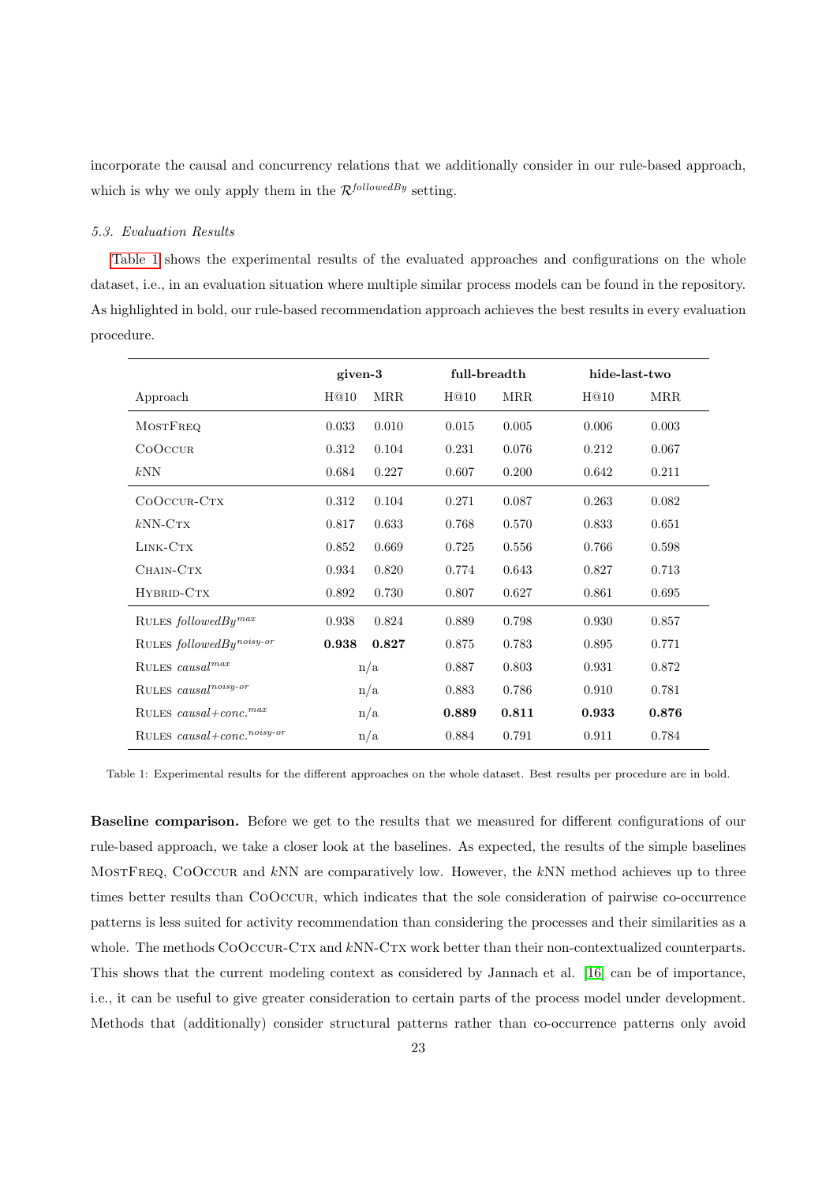incorporate the causal and concurrency relations that we additionally consider in our rule-based approach, which is why we only apply them in the $\mathcal{R}^{followedBy}$ setting.

### *5.3. Evaluation Results*

Table 1 shows the experimental results of the evaluated approaches and configurations on the whole dataset, i.e., in an evaluation situation where multiple similar process models can be found in the repository. As highlighted in bold, our rule-based recommendation approach achieves the best results in every evaluation procedure.

| | **given-3** | | **full-breadth** | | **hide-last-two** | |
|---|---|---|---|---|---|---|
| Approach | H@10 | MRR | H@10 | MRR | H@10 | MRR |
| MostFreq | 0.033 | 0.010 | 0.015 | 0.005 | 0.006 | 0.003 |
| CoOccur | 0.312 | 0.104 | 0.231 | 0.076 | 0.212 | 0.067 |
| $k$NN | 0.684 | 0.227 | 0.607 | 0.200 | 0.642 | 0.211 |
| CoOccur-Ctx | 0.312 | 0.104 | 0.271 | 0.087 | 0.263 | 0.082 |
| $k$NN-Ctx | 0.817 | 0.633 | 0.768 | 0.570 | 0.833 | 0.651 |
| Link-Ctx | 0.852 | 0.669 | 0.725 | 0.556 | 0.766 | 0.598 |
| Chain-Ctx | 0.934 | 0.820 | 0.774 | 0.643 | 0.827 | 0.713 |
| Hybrid-Ctx | 0.892 | 0.730 | 0.807 | 0.627 | 0.861 | 0.695 |
| Rules $followedBy^{max}$ | 0.938 | 0.824 | 0.889 | 0.798 | 0.930 | 0.857 |
| Rules $followedBy^{noisy\text{-}or}$ | **0.938** | **0.827** | 0.875 | 0.783 | 0.895 | 0.771 |
| Rules $causal^{max}$ | n/a | | 0.887 | 0.803 | 0.931 | 0.872 |
| Rules $causal^{noisy\text{-}or}$ | n/a | | 0.883 | 0.786 | 0.910 | 0.781 |
| Rules $causal{+}conc.^{max}$ | n/a | | **0.889** | **0.811** | **0.933** | **0.876** |
| Rules $causal{+}conc.^{noisy\text{-}or}$ | n/a | | 0.884 | 0.791 | 0.911 | 0.784 |

Table 1: Experimental results for the different approaches on the whole dataset. Best results per procedure are in bold.

**Baseline comparison.** Before we get to the results that we measured for different configurations of our rule-based approach, we take a closer look at the baselines. As expected, the results of the simple baselines MostFreq, CoOccur and $k$NN are comparatively low. However, the $k$NN method achieves up to three times better results than CoOccur, which indicates that the sole consideration of pairwise co-occurrence patterns is less suited for activity recommendation than considering the processes and their similarities as a whole. The methods CoOccur-Ctx and $k$NN-Ctx work better than their non-contextualized counterparts. This shows that the current modeling context as considered by Jannach et al. [16] can be of importance, i.e., it can be useful to give greater consideration to certain parts of the process model under development. Methods that (additionally) consider structural patterns rather than co-occurrence patterns only avoid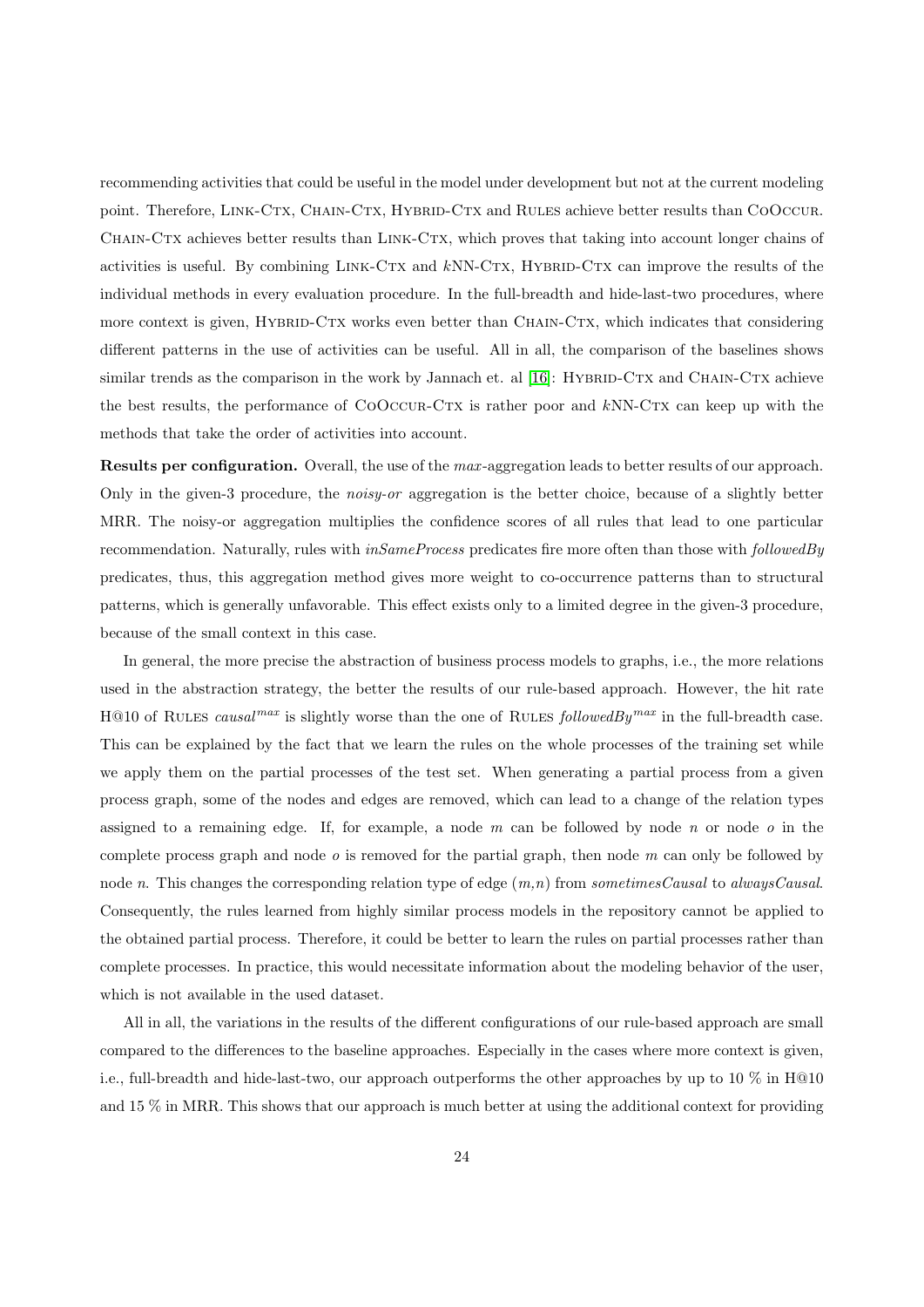recommending activities that could be useful in the model under development but not at the current modeling point. Therefore, LINK-CTX, CHAIN-CTX, HYBRID-CTX and RULES achieve better results than COOCCUR. CHAIN-CTX achieves better results than LINK-CTX, which proves that taking into account longer chains of activities is useful. By combining LINK-CTX and $k$NN-CTX, HYBRID-CTX can improve the results of the individual methods in every evaluation procedure. In the full-breadth and hide-last-two procedures, where more context is given, HYBRID-CTX works even better than CHAIN-CTX, which indicates that considering different patterns in the use of activities can be useful. All in all, the comparison of the baselines shows similar trends as the comparison in the work by Jannach et. al [16]: HYBRID-CTX and CHAIN-CTX achieve the best results, the performance of COOCCUR-CTX is rather poor and $k$NN-CTX can keep up with the methods that take the order of activities into account.

**Results per configuration.** Overall, the use of the *max*-aggregation leads to better results of our approach. Only in the given-3 procedure, the *noisy-or* aggregation is the better choice, because of a slightly better MRR. The noisy-or aggregation multiplies the confidence scores of all rules that lead to one particular recommendation. Naturally, rules with *inSameProcess* predicates fire more often than those with *followedBy* predicates, thus, this aggregation method gives more weight to co-occurrence patterns than to structural patterns, which is generally unfavorable. This effect exists only to a limited degree in the given-3 procedure, because of the small context in this case.

In general, the more precise the abstraction of business process models to graphs, i.e., the more relations used in the abstraction strategy, the better the results of our rule-based approach. However, the hit rate H@10 of RULES $causal^{max}$ is slightly worse than the one of RULES $followedBy^{max}$ in the full-breadth case. This can be explained by the fact that we learn the rules on the whole processes of the training set while we apply them on the partial processes of the test set. When generating a partial process from a given process graph, some of the nodes and edges are removed, which can lead to a change of the relation types assigned to a remaining edge. If, for example, a node $m$ can be followed by node $n$ or node $o$ in the complete process graph and node $o$ is removed for the partial graph, then node $m$ can only be followed by node $n$. This changes the corresponding relation type of edge $(m,n)$ from *sometimesCausal* to *alwaysCausal*. Consequently, the rules learned from highly similar process models in the repository cannot be applied to the obtained partial process. Therefore, it could be better to learn the rules on partial processes rather than complete processes. In practice, this would necessitate information about the modeling behavior of the user, which is not available in the used dataset.

All in all, the variations in the results of the different configurations of our rule-based approach are small compared to the differences to the baseline approaches. Especially in the cases where more context is given, i.e., full-breadth and hide-last-two, our approach outperforms the other approaches by up to 10 % in H@10 and 15 % in MRR. This shows that our approach is much better at using the additional context for providing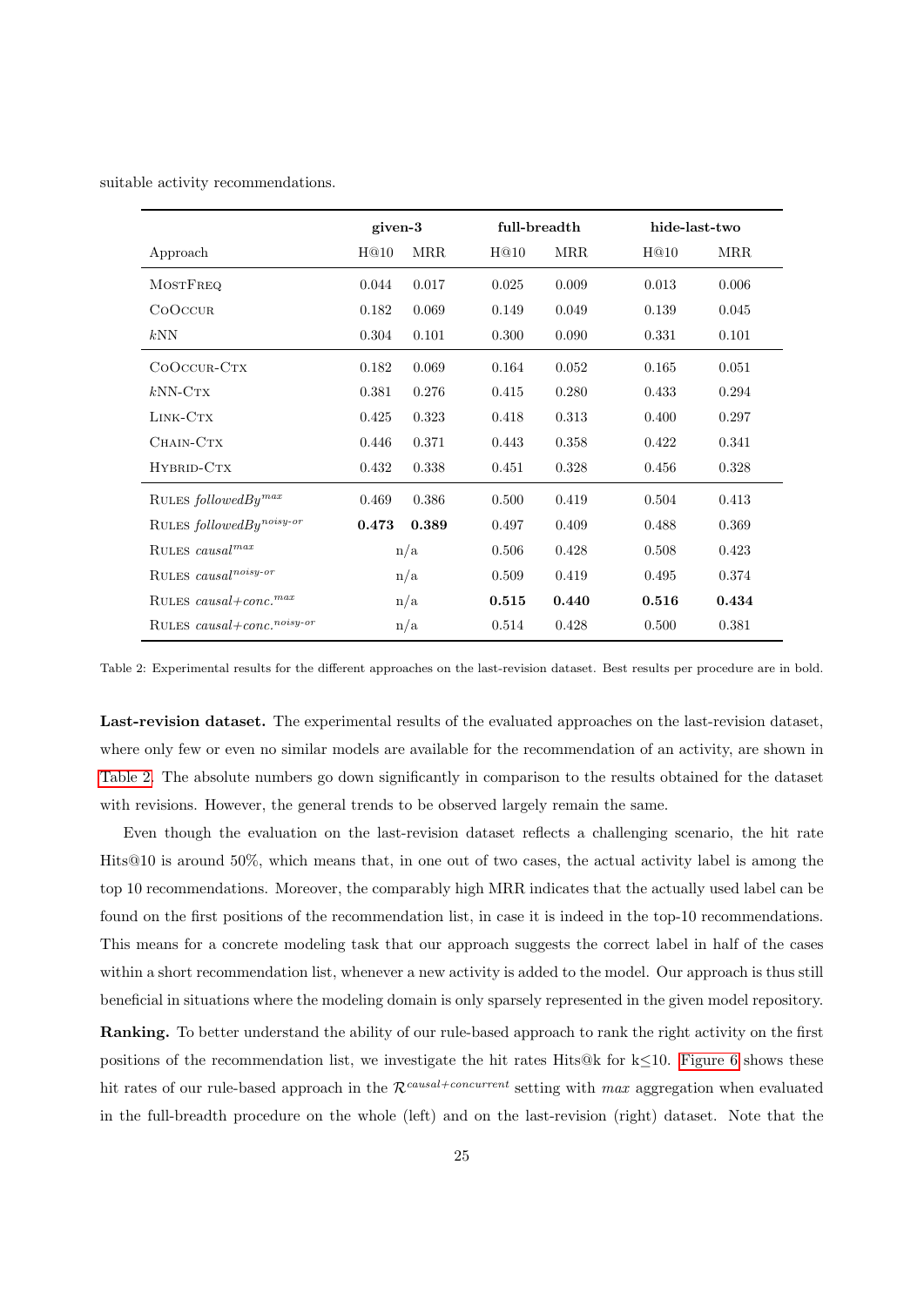suitable activity recommendations.

| Approach | given-3 | | full-breadth | | hide-last-two | |
|---|---|---|---|---|---|---|
| | H@10 | MRR | H@10 | MRR | H@10 | MRR |
| MostFreq | 0.044 | 0.017 | 0.025 | 0.009 | 0.013 | 0.006 |
| CoOccur | 0.182 | 0.069 | 0.149 | 0.049 | 0.139 | 0.045 |
| $k$NN | 0.304 | 0.101 | 0.300 | 0.090 | 0.331 | 0.101 |
| CoOccur-Ctx | 0.182 | 0.069 | 0.164 | 0.052 | 0.165 | 0.051 |
| $k$NN-Ctx | 0.381 | 0.276 | 0.415 | 0.280 | 0.433 | 0.294 |
| Link-Ctx | 0.425 | 0.323 | 0.418 | 0.313 | 0.400 | 0.297 |
| Chain-Ctx | 0.446 | 0.371 | 0.443 | 0.358 | 0.422 | 0.341 |
| Hybrid-Ctx | 0.432 | 0.338 | 0.451 | 0.328 | 0.456 | 0.328 |
| Rules $followedBy^{max}$ | 0.469 | 0.386 | 0.500 | 0.419 | 0.504 | 0.413 |
| Rules $followedBy^{noisy\text{-}or}$ | **0.473** | **0.389** | 0.497 | 0.409 | 0.488 | 0.369 |
| Rules $causal^{max}$ | n/a | | 0.506 | 0.428 | 0.508 | 0.423 |
| Rules $causal^{noisy\text{-}or}$ | n/a | | 0.509 | 0.419 | 0.495 | 0.374 |
| Rules $causal{+}conc.^{max}$ | n/a | | **0.515** | **0.440** | **0.516** | **0.434** |
| Rules $causal{+}conc.^{noisy\text{-}or}$ | n/a | | 0.514 | 0.428 | 0.500 | 0.381 |

Table 2: Experimental results for the different approaches on the last-revision dataset. Best results per procedure are in bold.

**Last-revision dataset.** The experimental results of the evaluated approaches on the last-revision dataset, where only few or even no similar models are available for the recommendation of an activity, are shown in Table 2. The absolute numbers go down significantly in comparison to the results obtained for the dataset with revisions. However, the general trends to be observed largely remain the same.

Even though the evaluation on the last-revision dataset reflects a challenging scenario, the hit rate Hits@10 is around 50%, which means that, in one out of two cases, the actual activity label is among the top 10 recommendations. Moreover, the comparably high MRR indicates that the actually used label can be found on the first positions of the recommendation list, in case it is indeed in the top-10 recommendations. This means for a concrete modeling task that our approach suggests the correct label in half of the cases within a short recommendation list, whenever a new activity is added to the model. Our approach is thus still beneficial in situations where the modeling domain is only sparsely represented in the given model repository.

**Ranking.** To better understand the ability of our rule-based approach to rank the right activity on the first positions of the recommendation list, we investigate the hit rates Hits@k for k≤10. Figure 6 shows these hit rates of our rule-based approach in the $\mathcal{R}^{causal+concurrent}$ setting with *max* aggregation when evaluated in the full-breadth procedure on the whole (left) and on the last-revision (right) dataset. Note that the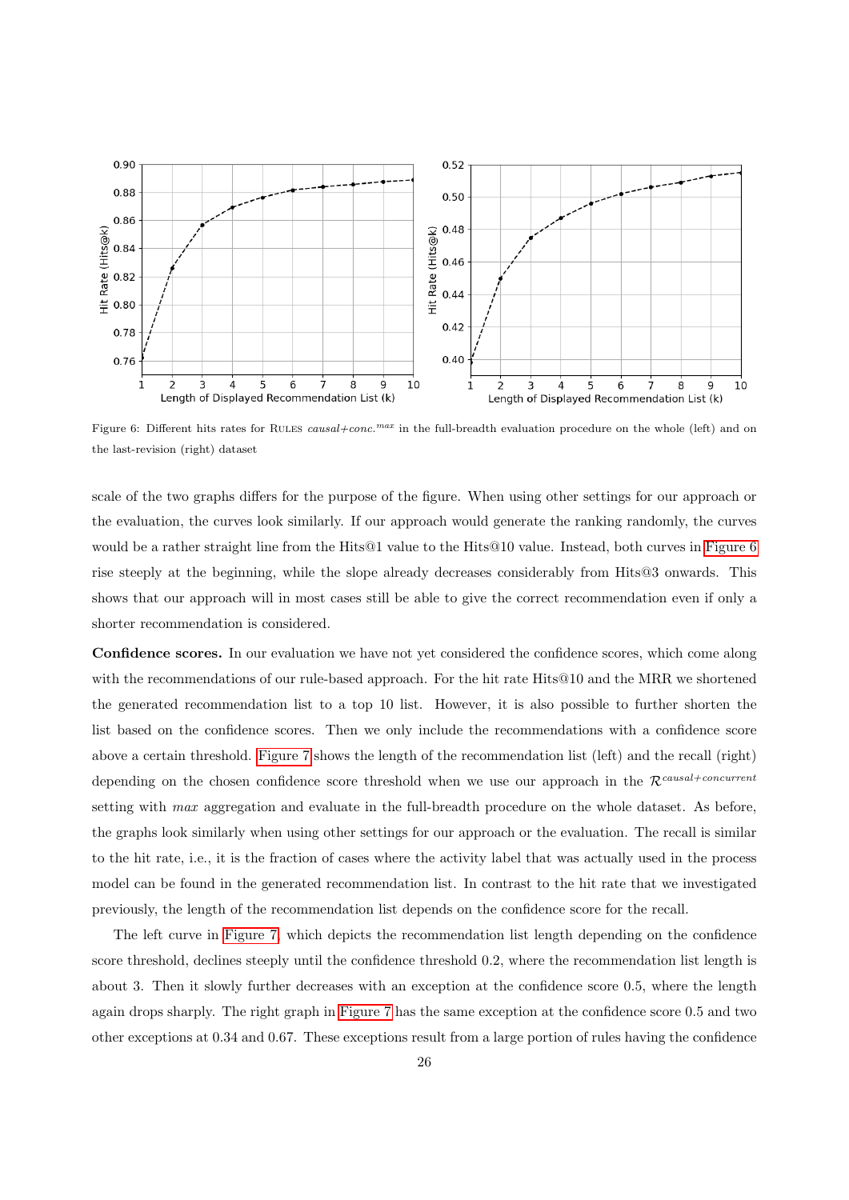Figure 6: Different hits rates for RULES *causal+conc.*$^{max}$ in the full-breadth evaluation procedure on the whole (left) and on the last-revision (right) dataset

scale of the two graphs differs for the purpose of the figure. When using other settings for our approach or the evaluation, the curves look similarly. If our approach would generate the ranking randomly, the curves would be a rather straight line from the Hits@1 value to the Hits@10 value. Instead, both curves in Figure 6 rise steeply at the beginning, while the slope already decreases considerably from Hits@3 onwards. This shows that our approach will in most cases still be able to give the correct recommendation even if only a shorter recommendation is considered.

**Confidence scores.** In our evaluation we have not yet considered the confidence scores, which come along with the recommendations of our rule-based approach. For the hit rate Hits@10 and the MRR we shortened the generated recommendation list to a top 10 list. However, it is also possible to further shorten the list based on the confidence scores. Then we only include the recommendations with a confidence score above a certain threshold. Figure 7 shows the length of the recommendation list (left) and the recall (right) depending on the chosen confidence score threshold when we use our approach in the $\mathcal{R}^{causal+concurrent}$ setting with *max* aggregation and evaluate in the full-breadth procedure on the whole dataset. As before, the graphs look similarly when using other settings for our approach or the evaluation. The recall is similar to the hit rate, i.e., it is the fraction of cases where the activity label that was actually used in the process model can be found in the generated recommendation list. In contrast to the hit rate that we investigated previously, the length of the recommendation list depends on the confidence score for the recall.

The left curve in Figure 7, which depicts the recommendation list length depending on the confidence score threshold, declines steeply until the confidence threshold 0.2, where the recommendation list length is about 3. Then it slowly further decreases with an exception at the confidence score 0.5, where the length again drops sharply. The right graph in Figure 7 has the same exception at the confidence score 0.5 and two other exceptions at 0.34 and 0.67. These exceptions result from a large portion of rules having the confidence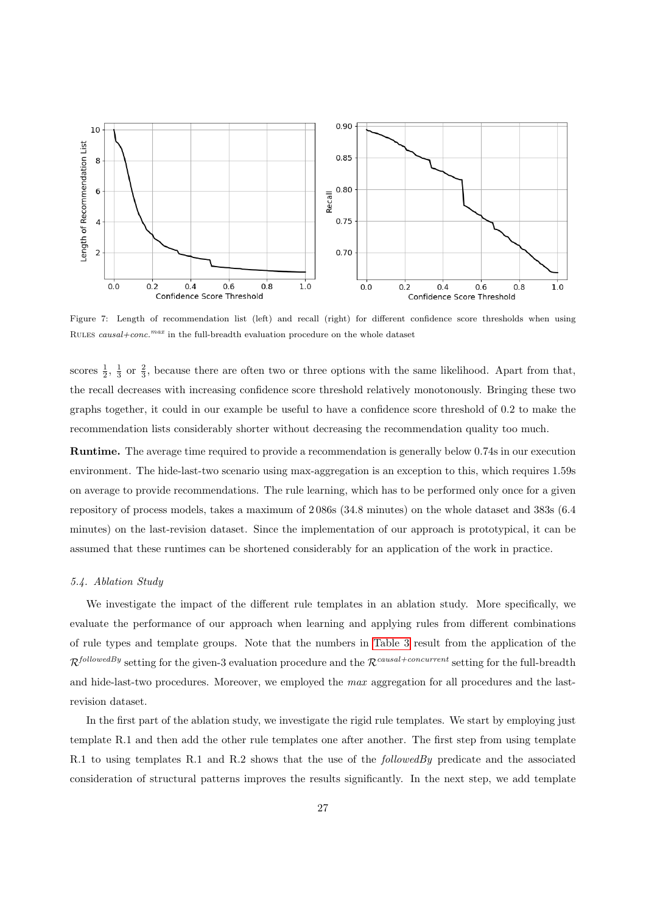Figure 7: Length of recommendation list (left) and recall (right) for different confidence score thresholds when using RULES *causal+conc.*$^{max}$ in the full-breadth evaluation procedure on the whole dataset

scores $\frac{1}{2}$, $\frac{1}{3}$ or $\frac{2}{3}$, because there are often two or three options with the same likelihood. Apart from that, the recall decreases with increasing confidence score threshold relatively monotonously. Bringing these two graphs together, it could in our example be useful to have a confidence score threshold of 0.2 to make the recommendation lists considerably shorter without decreasing the recommendation quality too much.

**Runtime.** The average time required to provide a recommendation is generally below 0.74s in our execution environment. The hide-last-two scenario using max-aggregation is an exception to this, which requires 1.59s on average to provide recommendations. The rule learning, which has to be performed only once for a given repository of process models, takes a maximum of 2 086s (34.8 minutes) on the whole dataset and 383s (6.4 minutes) on the last-revision dataset. Since the implementation of our approach is prototypical, it can be assumed that these runtimes can be shortened considerably for an application of the work in practice.

### 5.4. Ablation Study

We investigate the impact of the different rule templates in an ablation study. More specifically, we evaluate the performance of our approach when learning and applying rules from different combinations of rule types and template groups. Note that the numbers in Table 3 result from the application of the $\mathcal{R}^{followedBy}$ setting for the given-3 evaluation procedure and the $\mathcal{R}^{causal+concurrent}$ setting for the full-breadth and hide-last-two procedures. Moreover, we employed the *max* aggregation for all procedures and the last-revision dataset.

In the first part of the ablation study, we investigate the rigid rule templates. We start by employing just template R.1 and then add the other rule templates one after another. The first step from using template R.1 to using templates R.1 and R.2 shows that the use of the *followedBy* predicate and the associated consideration of structural patterns improves the results significantly. In the next step, we add template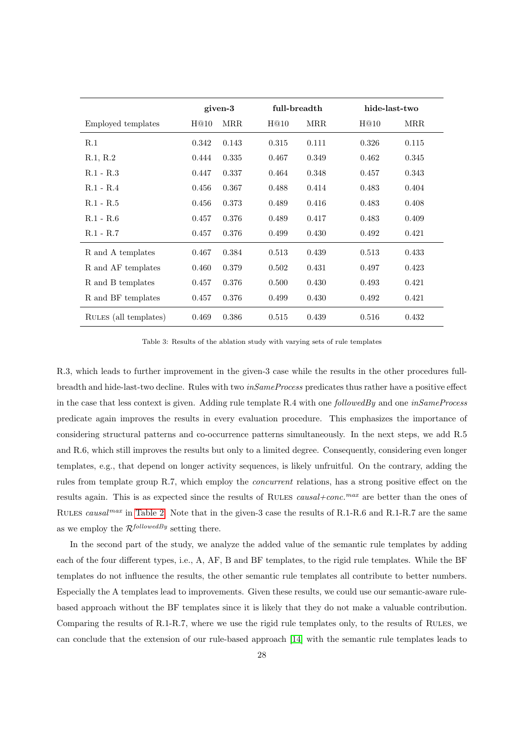| | given-3 | | full-breadth | | hide-last-two | |
|---|---|---|---|---|---|---|
| Employed templates | H@10 | MRR | H@10 | MRR | H@10 | MRR |
| R.1 | 0.342 | 0.143 | 0.315 | 0.111 | 0.326 | 0.115 |
| R.1, R.2 | 0.444 | 0.335 | 0.467 | 0.349 | 0.462 | 0.345 |
| R.1 - R.3 | 0.447 | 0.337 | 0.464 | 0.348 | 0.457 | 0.343 |
| R.1 - R.4 | 0.456 | 0.367 | 0.488 | 0.414 | 0.483 | 0.404 |
| R.1 - R.5 | 0.456 | 0.373 | 0.489 | 0.416 | 0.483 | 0.408 |
| R.1 - R.6 | 0.457 | 0.376 | 0.489 | 0.417 | 0.483 | 0.409 |
| R.1 - R.7 | 0.457 | 0.376 | 0.499 | 0.430 | 0.492 | 0.421 |
| R and A templates | 0.467 | 0.384 | 0.513 | 0.439 | 0.513 | 0.433 |
| R and AF templates | 0.460 | 0.379 | 0.502 | 0.431 | 0.497 | 0.423 |
| R and B templates | 0.457 | 0.376 | 0.500 | 0.430 | 0.493 | 0.421 |
| R and BF templates | 0.457 | 0.376 | 0.499 | 0.430 | 0.492 | 0.421 |
| RULES (all templates) | 0.469 | 0.386 | 0.515 | 0.439 | 0.516 | 0.432 |

Table 3: Results of the ablation study with varying sets of rule templates

R.3, which leads to further improvement in the given-3 case while the results in the other procedures full-breadth and hide-last-two decline. Rules with two *inSameProcess* predicates thus rather have a positive effect in the case that less context is given. Adding rule template R.4 with one *followedBy* and one *inSameProcess* predicate again improves the results in every evaluation procedure. This emphasizes the importance of considering structural patterns and co-occurrence patterns simultaneously. In the next steps, we add R.5 and R.6, which still improves the results but only to a limited degree. Consequently, considering even longer templates, e.g., that depend on longer activity sequences, is likely unfruitful. On the contrary, adding the rules from template group R.7, which employ the *concurrent* relations, has a strong positive effect on the results again. This is as expected since the results of RULES $causal{+}conc.^{max}$ are better than the ones of RULES $causal^{max}$ in Table 2. Note that in the given-3 case the results of R.1-R.6 and R.1-R.7 are the same as we employ the $\mathcal{R}^{followedBy}$ setting there.

In the second part of the study, we analyze the added value of the semantic rule templates by adding each of the four different types, i.e., A, AF, B and BF templates, to the rigid rule templates. While the BF templates do not influence the results, the other semantic rule templates all contribute to better numbers. Especially the A templates lead to improvements. Given these results, we could use our semantic-aware rule-based approach without the BF templates since it is likely that they do not make a valuable contribution. Comparing the results of R.1-R.7, where we use the rigid rule templates only, to the results of RULES, we can conclude that the extension of our rule-based approach [14] with the semantic rule templates leads to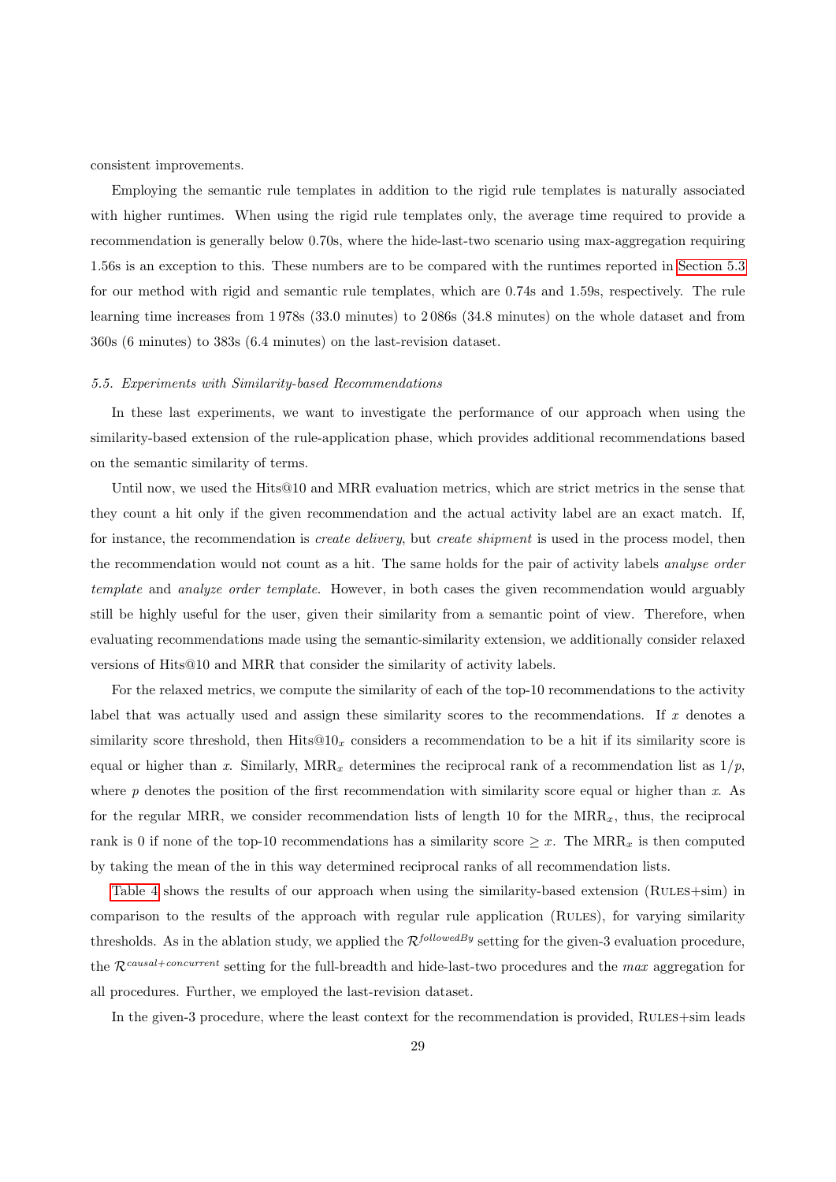consistent improvements.

Employing the semantic rule templates in addition to the rigid rule templates is naturally associated with higher runtimes. When using the rigid rule templates only, the average time required to provide a recommendation is generally below 0.70s, where the hide-last-two scenario using max-aggregation requiring 1.56s is an exception to this. These numbers are to be compared with the runtimes reported in Section 5.3 for our method with rigid and semantic rule templates, which are 0.74s and 1.59s, respectively. The rule learning time increases from 1 978s (33.0 minutes) to 2 086s (34.8 minutes) on the whole dataset and from 360s (6 minutes) to 383s (6.4 minutes) on the last-revision dataset.

### *5.5. Experiments with Similarity-based Recommendations*

In these last experiments, we want to investigate the performance of our approach when using the similarity-based extension of the rule-application phase, which provides additional recommendations based on the semantic similarity of terms.

Until now, we used the Hits@10 and MRR evaluation metrics, which are strict metrics in the sense that they count a hit only if the given recommendation and the actual activity label are an exact match. If, for instance, the recommendation is *create delivery*, but *create shipment* is used in the process model, then the recommendation would not count as a hit. The same holds for the pair of activity labels *analyse order template* and *analyze order template*. However, in both cases the given recommendation would arguably still be highly useful for the user, given their similarity from a semantic point of view. Therefore, when evaluating recommendations made using the semantic-similarity extension, we additionally consider relaxed versions of Hits@10 and MRR that consider the similarity of activity labels.

For the relaxed metrics, we compute the similarity of each of the top-10 recommendations to the activity label that was actually used and assign these similarity scores to the recommendations. If $x$ denotes a similarity score threshold, then Hits@$10_x$ considers a recommendation to be a hit if its similarity score is equal or higher than $x$. Similarly, $\text{MRR}_x$ determines the reciprocal rank of a recommendation list as $1/p$, where $p$ denotes the position of the first recommendation with similarity score equal or higher than $x$. As for the regular MRR, we consider recommendation lists of length 10 for the $\text{MRR}_x$, thus, the reciprocal rank is 0 if none of the top-10 recommendations has a similarity score $\geq x$. The $\text{MRR}_x$ is then computed by taking the mean of the in this way determined reciprocal ranks of all recommendation lists.

Table 4 shows the results of our approach when using the similarity-based extension (Rules+sim) in comparison to the results of the approach with regular rule application (Rules), for varying similarity thresholds. As in the ablation study, we applied the $\mathcal{R}^{followedBy}$ setting for the given-3 evaluation procedure, the $\mathcal{R}^{causal+concurrent}$ setting for the full-breadth and hide-last-two procedures and the *max* aggregation for all procedures. Further, we employed the last-revision dataset.

In the given-3 procedure, where the least context for the recommendation is provided, Rules+sim leads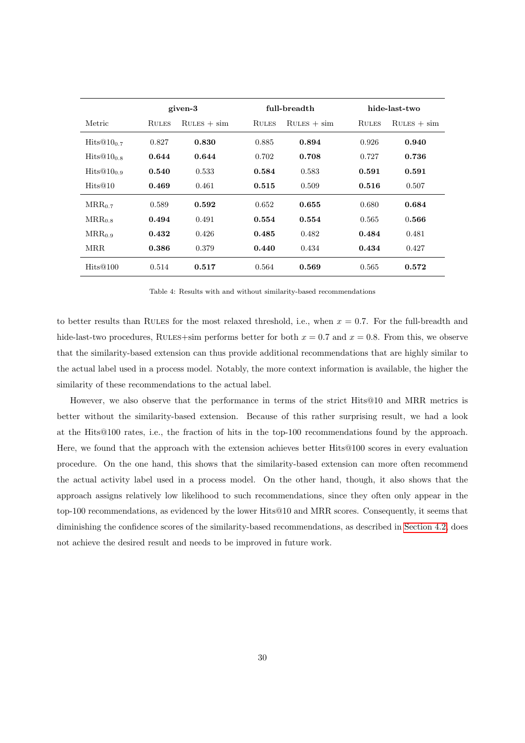| Metric | given-3 | | full-breadth | | hide-last-two | |
|---|---|---|---|---|---|---|
| | Rules | Rules + sim | Rules | Rules + sim | Rules | Rules + sim |
| $\text{Hits@10}_{0.7}$ | 0.827 | **0.830** | 0.885 | **0.894** | 0.926 | **0.940** |
| $\text{Hits@10}_{0.8}$ | **0.644** | **0.644** | 0.702 | **0.708** | 0.727 | **0.736** |
| $\text{Hits@10}_{0.9}$ | **0.540** | 0.533 | **0.584** | 0.583 | **0.591** | **0.591** |
| Hits@10 | **0.469** | 0.461 | **0.515** | 0.509 | **0.516** | 0.507 |
| $\text{MRR}_{0.7}$ | 0.589 | **0.592** | 0.652 | **0.655** | 0.680 | **0.684** |
| $\text{MRR}_{0.8}$ | **0.494** | 0.491 | **0.554** | **0.554** | 0.565 | **0.566** |
| $\text{MRR}_{0.9}$ | **0.432** | 0.426 | **0.485** | 0.482 | **0.484** | 0.481 |
| MRR | **0.386** | 0.379 | **0.440** | 0.434 | **0.434** | 0.427 |
| Hits@100 | 0.514 | **0.517** | 0.564 | **0.569** | 0.565 | **0.572** |

Table 4: Results with and without similarity-based recommendations

to better results than Rules for the most relaxed threshold, i.e., when $x = 0.7$. For the full-breadth and hide-last-two procedures, Rules+sim performs better for both $x = 0.7$ and $x = 0.8$. From this, we observe that the similarity-based extension can thus provide additional recommendations that are highly similar to the actual label used in a process model. Notably, the more context information is available, the higher the similarity of these recommendations to the actual label.

However, we also observe that the performance in terms of the strict Hits@10 and MRR metrics is better without the similarity-based extension. Because of this rather surprising result, we had a look at the Hits@100 rates, i.e., the fraction of hits in the top-100 recommendations found by the approach. Here, we found that the approach with the extension achieves better Hits@100 scores in every evaluation procedure. On the one hand, this shows that the similarity-based extension can more often recommend the actual activity label used in a process model. On the other hand, though, it also shows that the approach assigns relatively low likelihood to such recommendations, since they often only appear in the top-100 recommendations, as evidenced by the lower Hits@10 and MRR scores. Consequently, it seems that diminishing the confidence scores of the similarity-based recommendations, as described in Section 4.2, does not achieve the desired result and needs to be improved in future work.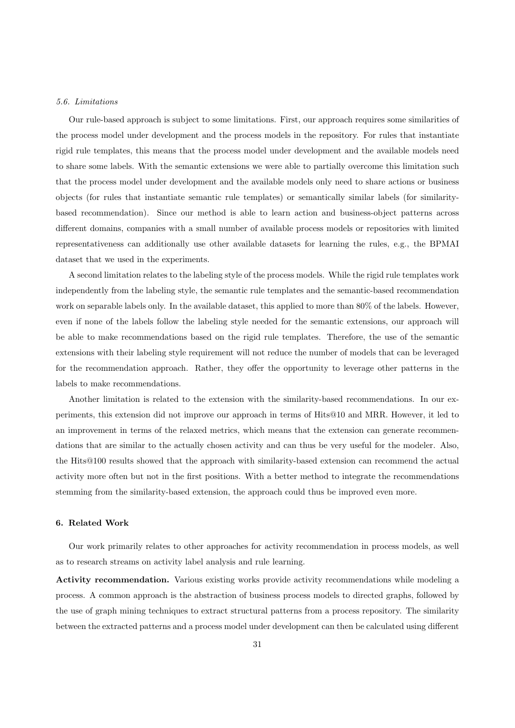### 5.6. Limitations

Our rule-based approach is subject to some limitations. First, our approach requires some similarities of the process model under development and the process models in the repository. For rules that instantiate rigid rule templates, this means that the process model under development and the available models need to share some labels. With the semantic extensions we were able to partially overcome this limitation such that the process model under development and the available models only need to share actions or business objects (for rules that instantiate semantic rule templates) or semantically similar labels (for similarity-based recommendation). Since our method is able to learn action and business-object patterns across different domains, companies with a small number of available process models or repositories with limited representativeness can additionally use other available datasets for learning the rules, e.g., the BPMAI dataset that we used in the experiments.

A second limitation relates to the labeling style of the process models. While the rigid rule templates work independently from the labeling style, the semantic rule templates and the semantic-based recommendation work on separable labels only. In the available dataset, this applied to more than 80% of the labels. However, even if none of the labels follow the labeling style needed for the semantic extensions, our approach will be able to make recommendations based on the rigid rule templates. Therefore, the use of the semantic extensions with their labeling style requirement will not reduce the number of models that can be leveraged for the recommendation approach. Rather, they offer the opportunity to leverage other patterns in the labels to make recommendations.

Another limitation is related to the extension with the similarity-based recommendations. In our experiments, this extension did not improve our approach in terms of Hits@10 and MRR. However, it led to an improvement in terms of the relaxed metrics, which means that the extension can generate recommendations that are similar to the actually chosen activity and can thus be very useful for the modeler. Also, the Hits@100 results showed that the approach with similarity-based extension can recommend the actual activity more often but not in the first positions. With a better method to integrate the recommendations stemming from the similarity-based extension, the approach could thus be improved even more.

## 6. Related Work

Our work primarily relates to other approaches for activity recommendation in process models, as well as to research streams on activity label analysis and rule learning.

**Activity recommendation.** Various existing works provide activity recommendations while modeling a process. A common approach is the abstraction of business process models to directed graphs, followed by the use of graph mining techniques to extract structural patterns from a process repository. The similarity between the extracted patterns and a process model under development can then be calculated using different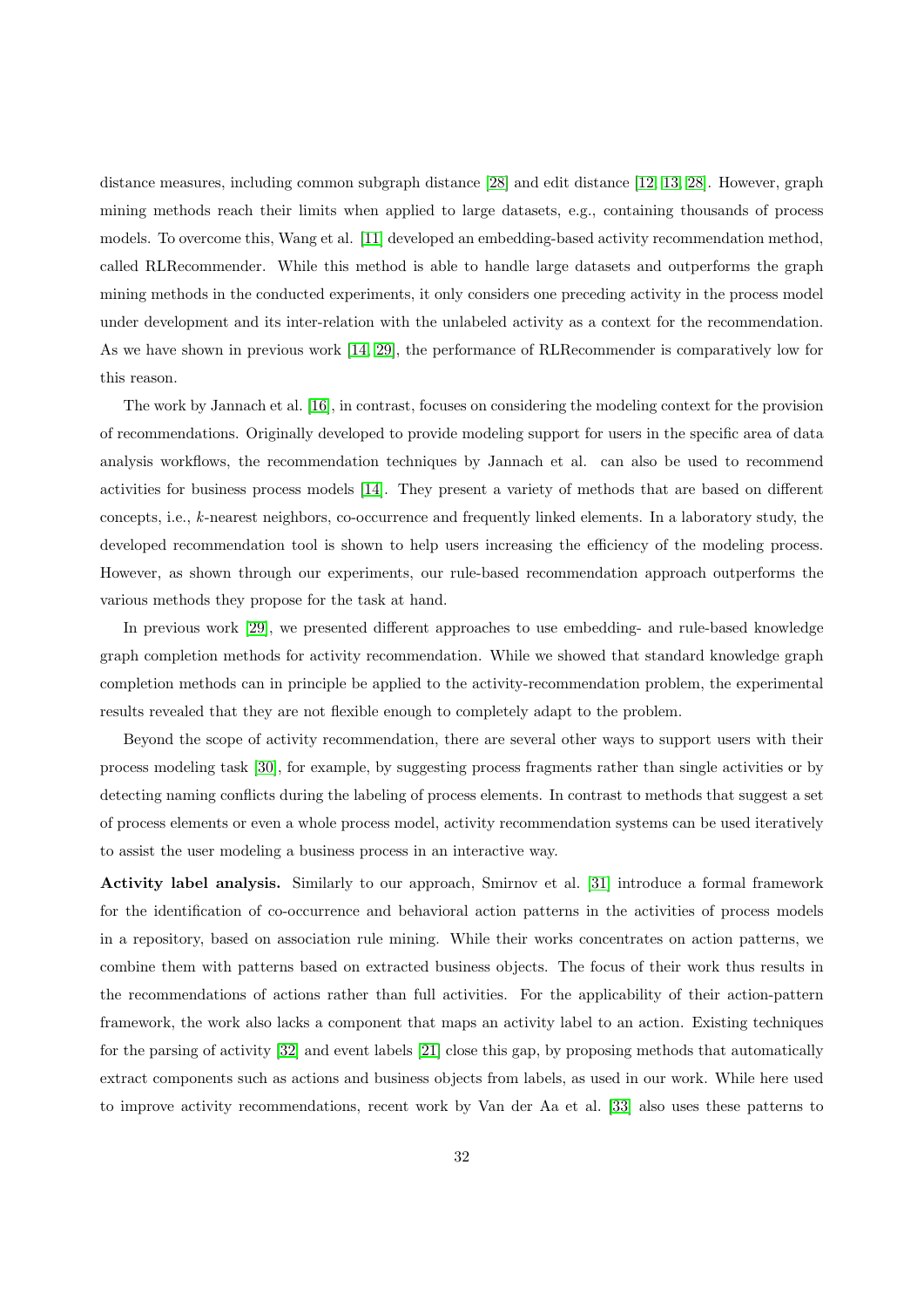distance measures, including common subgraph distance [28] and edit distance [12, 13, 28]. However, graph mining methods reach their limits when applied to large datasets, e.g., containing thousands of process models. To overcome this, Wang et al. [11] developed an embedding-based activity recommendation method, called RLRecommender. While this method is able to handle large datasets and outperforms the graph mining methods in the conducted experiments, it only considers one preceding activity in the process model under development and its inter-relation with the unlabeled activity as a context for the recommendation. As we have shown in previous work [14, 29], the performance of RLRecommender is comparatively low for this reason.

The work by Jannach et al. [16], in contrast, focuses on considering the modeling context for the provision of recommendations. Originally developed to provide modeling support for users in the specific area of data analysis workflows, the recommendation techniques by Jannach et al. can also be used to recommend activities for business process models [14]. They present a variety of methods that are based on different concepts, i.e., $k$-nearest neighbors, co-occurrence and frequently linked elements. In a laboratory study, the developed recommendation tool is shown to help users increasing the efficiency of the modeling process. However, as shown through our experiments, our rule-based recommendation approach outperforms the various methods they propose for the task at hand.

In previous work [29], we presented different approaches to use embedding- and rule-based knowledge graph completion methods for activity recommendation. While we showed that standard knowledge graph completion methods can in principle be applied to the activity-recommendation problem, the experimental results revealed that they are not flexible enough to completely adapt to the problem.

Beyond the scope of activity recommendation, there are several other ways to support users with their process modeling task [30], for example, by suggesting process fragments rather than single activities or by detecting naming conflicts during the labeling of process elements. In contrast to methods that suggest a set of process elements or even a whole process model, activity recommendation systems can be used iteratively to assist the user modeling a business process in an interactive way.

**Activity label analysis.** Similarly to our approach, Smirnov et al. [31] introduce a formal framework for the identification of co-occurrence and behavioral action patterns in the activities of process models in a repository, based on association rule mining. While their works concentrates on action patterns, we combine them with patterns based on extracted business objects. The focus of their work thus results in the recommendations of actions rather than full activities. For the applicability of their action-pattern framework, the work also lacks a component that maps an activity label to an action. Existing techniques for the parsing of activity [32] and event labels [21] close this gap, by proposing methods that automatically extract components such as actions and business objects from labels, as used in our work. While here used to improve activity recommendations, recent work by Van der Aa et al. [33] also uses these patterns to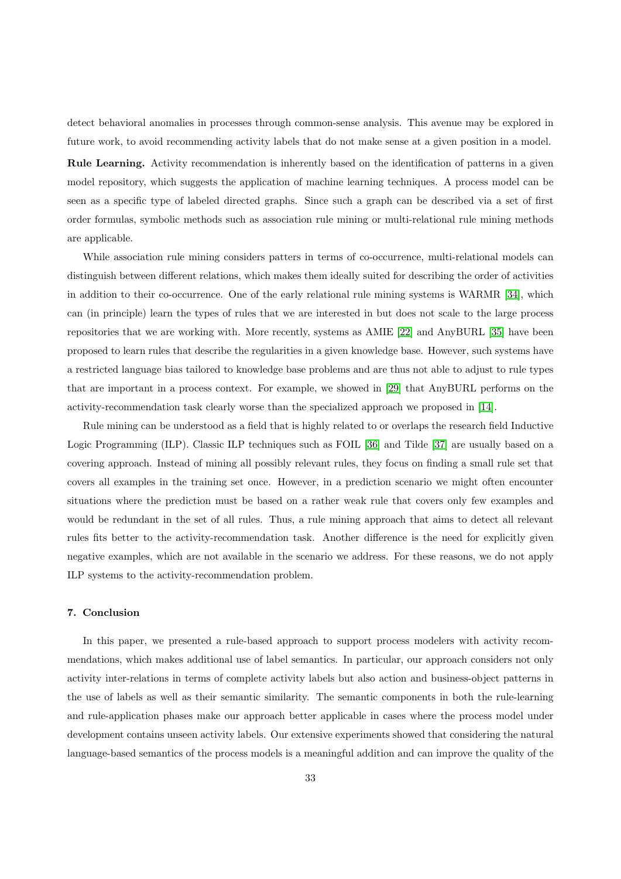detect behavioral anomalies in processes through common-sense analysis. This avenue may be explored in future work, to avoid recommending activity labels that do not make sense at a given position in a model.

**Rule Learning.** Activity recommendation is inherently based on the identification of patterns in a given model repository, which suggests the application of machine learning techniques. A process model can be seen as a specific type of labeled directed graphs. Since such a graph can be described via a set of first order formulas, symbolic methods such as association rule mining or multi-relational rule mining methods are applicable.

While association rule mining considers patters in terms of co-occurrence, multi-relational models can distinguish between different relations, which makes them ideally suited for describing the order of activities in addition to their co-occurrence. One of the early relational rule mining systems is WARMR [34], which can (in principle) learn the types of rules that we are interested in but does not scale to the large process repositories that we are working with. More recently, systems as AMIE [22] and AnyBURL [35] have been proposed to learn rules that describe the regularities in a given knowledge base. However, such systems have a restricted language bias tailored to knowledge base problems and are thus not able to adjust to rule types that are important in a process context. For example, we showed in [29] that AnyBURL performs on the activity-recommendation task clearly worse than the specialized approach we proposed in [14].

Rule mining can be understood as a field that is highly related to or overlaps the research field Inductive Logic Programming (ILP). Classic ILP techniques such as FOIL [36] and Tilde [37] are usually based on a covering approach. Instead of mining all possibly relevant rules, they focus on finding a small rule set that covers all examples in the training set once. However, in a prediction scenario we might often encounter situations where the prediction must be based on a rather weak rule that covers only few examples and would be redundant in the set of all rules. Thus, a rule mining approach that aims to detect all relevant rules fits better to the activity-recommendation task. Another difference is the need for explicitly given negative examples, which are not available in the scenario we address. For these reasons, we do not apply ILP systems to the activity-recommendation problem.

## 7. Conclusion

In this paper, we presented a rule-based approach to support process modelers with activity recommendations, which makes additional use of label semantics. In particular, our approach considers not only activity inter-relations in terms of complete activity labels but also action and business-object patterns in the use of labels as well as their semantic similarity. The semantic components in both the rule-learning and rule-application phases make our approach better applicable in cases where the process model under development contains unseen activity labels. Our extensive experiments showed that considering the natural language-based semantics of the process models is a meaningful addition and can improve the quality of the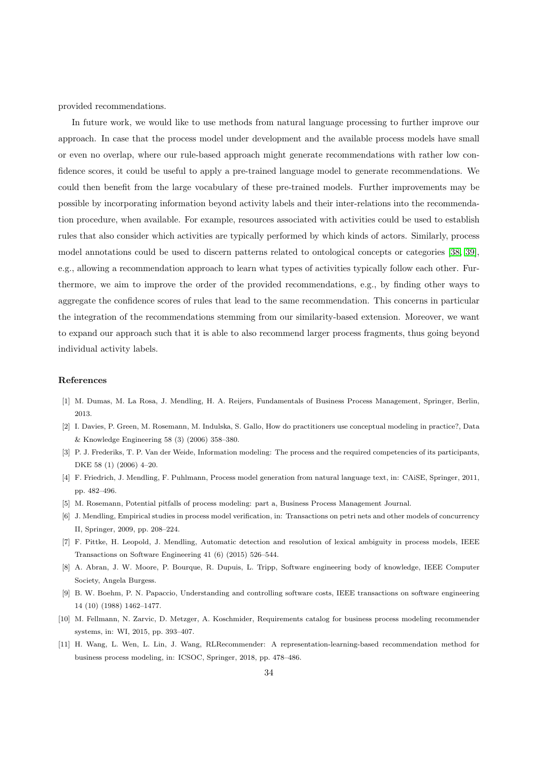provided recommendations.

In future work, we would like to use methods from natural language processing to further improve our approach. In case that the process model under development and the available process models have small or even no overlap, where our rule-based approach might generate recommendations with rather low confidence scores, it could be useful to apply a pre-trained language model to generate recommendations. We could then benefit from the large vocabulary of these pre-trained models. Further improvements may be possible by incorporating information beyond activity labels and their inter-relations into the recommendation procedure, when available. For example, resources associated with activities could be used to establish rules that also consider which activities are typically performed by which kinds of actors. Similarly, process model annotations could be used to discern patterns related to ontological concepts or categories [38, 39], e.g., allowing a recommendation approach to learn what types of activities typically follow each other. Furthermore, we aim to improve the order of the provided recommendations, e.g., by finding other ways to aggregate the confidence scores of rules that lead to the same recommendation. This concerns in particular the integration of the recommendations stemming from our similarity-based extension. Moreover, we want to expand our approach such that it is able to also recommend larger process fragments, thus going beyond individual activity labels.

## References

[1] M. Dumas, M. La Rosa, J. Mendling, H. A. Reijers, Fundamentals of Business Process Management, Springer, Berlin, 2013.

[2] I. Davies, P. Green, M. Rosemann, M. Indulska, S. Gallo, How do practitioners use conceptual modeling in practice?, Data & Knowledge Engineering 58 (3) (2006) 358–380.

[3] P. J. Frederiks, T. P. Van der Weide, Information modeling: The process and the required competencies of its participants, DKE 58 (1) (2006) 4–20.

[4] F. Friedrich, J. Mendling, F. Puhlmann, Process model generation from natural language text, in: CAiSE, Springer, 2011, pp. 482–496.

[5] M. Rosemann, Potential pitfalls of process modeling: part a, Business Process Management Journal.

[6] J. Mendling, Empirical studies in process model verification, in: Transactions on petri nets and other models of concurrency II, Springer, 2009, pp. 208–224.

[7] F. Pittke, H. Leopold, J. Mendling, Automatic detection and resolution of lexical ambiguity in process models, IEEE Transactions on Software Engineering 41 (6) (2015) 526–544.

[8] A. Abran, J. W. Moore, P. Bourque, R. Dupuis, L. Tripp, Software engineering body of knowledge, IEEE Computer Society, Angela Burgess.

[9] B. W. Boehm, P. N. Papaccio, Understanding and controlling software costs, IEEE transactions on software engineering 14 (10) (1988) 1462–1477.

[10] M. Fellmann, N. Zarvic, D. Metzger, A. Koschmider, Requirements catalog for business process modeling recommender systems, in: WI, 2015, pp. 393–407.

[11] H. Wang, L. Wen, L. Lin, J. Wang, RLRecommender: A representation-learning-based recommendation method for business process modeling, in: ICSOC, Springer, 2018, pp. 478–486.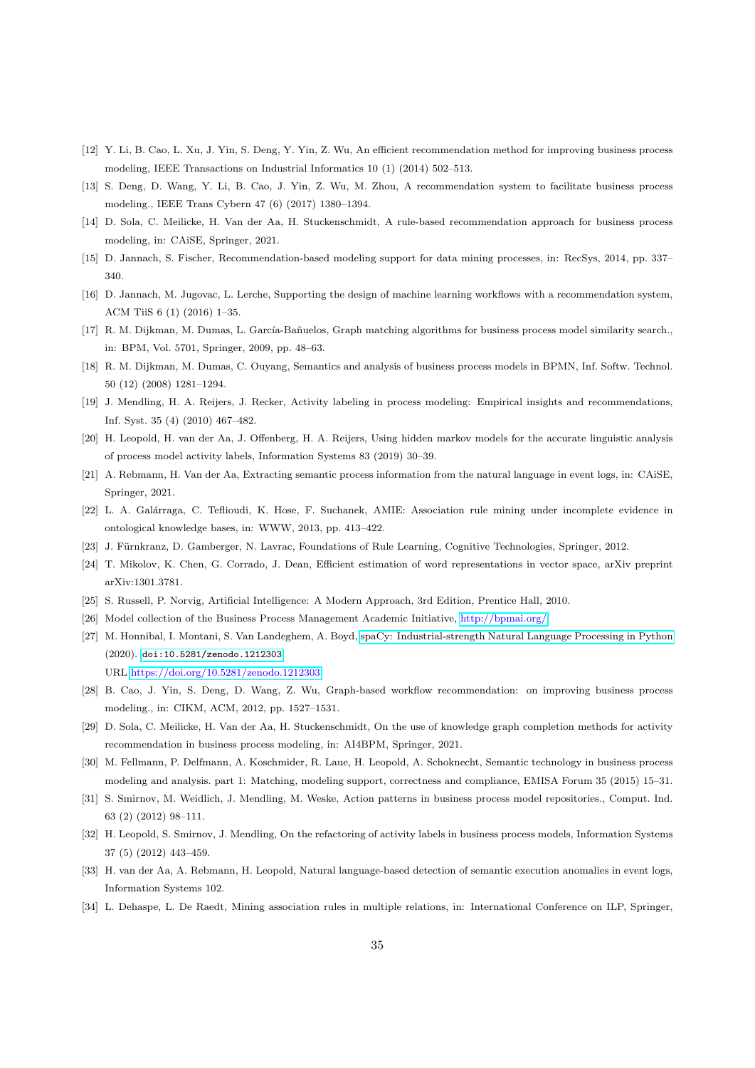[12] Y. Li, B. Cao, L. Xu, J. Yin, S. Deng, Y. Yin, Z. Wu, An efficient recommendation method for improving business process modeling, IEEE Transactions on Industrial Informatics 10 (1) (2014) 502–513.

[13] S. Deng, D. Wang, Y. Li, B. Cao, J. Yin, Z. Wu, M. Zhou, A recommendation system to facilitate business process modeling., IEEE Trans Cybern 47 (6) (2017) 1380–1394.

[14] D. Sola, C. Meilicke, H. Van der Aa, H. Stuckenschmidt, A rule-based recommendation approach for business process modeling, in: CAiSE, Springer, 2021.

[15] D. Jannach, S. Fischer, Recommendation-based modeling support for data mining processes, in: RecSys, 2014, pp. 337–340.

[16] D. Jannach, M. Jugovac, L. Lerche, Supporting the design of machine learning workflows with a recommendation system, ACM TiiS 6 (1) (2016) 1–35.

[17] R. M. Dijkman, M. Dumas, L. García-Bañuelos, Graph matching algorithms for business process model similarity search., in: BPM, Vol. 5701, Springer, 2009, pp. 48–63.

[18] R. M. Dijkman, M. Dumas, C. Ouyang, Semantics and analysis of business process models in BPMN, Inf. Softw. Technol. 50 (12) (2008) 1281–1294.

[19] J. Mendling, H. A. Reijers, J. Recker, Activity labeling in process modeling: Empirical insights and recommendations, Inf. Syst. 35 (4) (2010) 467–482.

[20] H. Leopold, H. van der Aa, J. Offenberg, H. A. Reijers, Using hidden markov models for the accurate linguistic analysis of process model activity labels, Information Systems 83 (2019) 30–39.

[21] A. Rebmann, H. Van der Aa, Extracting semantic process information from the natural language in event logs, in: CAiSE, Springer, 2021.

[22] L. A. Galárraga, C. Teflioudi, K. Hose, F. Suchanek, AMIE: Association rule mining under incomplete evidence in ontological knowledge bases, in: WWW, 2013, pp. 413–422.

[23] J. Fürnkranz, D. Gamberger, N. Lavrac, Foundations of Rule Learning, Cognitive Technologies, Springer, 2012.

[24] T. Mikolov, K. Chen, G. Corrado, J. Dean, Efficient estimation of word representations in vector space, arXiv preprint arXiv:1301.3781.

[25] S. Russell, P. Norvig, Artificial Intelligence: A Modern Approach, 3rd Edition, Prentice Hall, 2010.

[26] Model collection of the Business Process Management Academic Initiative, http://bpmai.org/

[27] M. Honnibal, I. Montani, S. Van Landeghem, A. Boyd, spaCy: Industrial-strength Natural Language Processing in Python (2020). `doi:10.5281/zenodo.1212303`. URL https://doi.org/10.5281/zenodo.1212303

[28] B. Cao, J. Yin, S. Deng, D. Wang, Z. Wu, Graph-based workflow recommendation: on improving business process modeling., in: CIKM, ACM, 2012, pp. 1527–1531.

[29] D. Sola, C. Meilicke, H. Van der Aa, H. Stuckenschmidt, On the use of knowledge graph completion methods for activity recommendation in business process modeling, in: AI4BPM, Springer, 2021.

[30] M. Fellmann, P. Delfmann, A. Koschmider, R. Laue, H. Leopold, A. Schoknecht, Semantic technology in business process modeling and analysis. part 1: Matching, modeling support, correctness and compliance, EMISA Forum 35 (2015) 15–31.

[31] S. Smirnov, M. Weidlich, J. Mendling, M. Weske, Action patterns in business process model repositories., Comput. Ind. 63 (2) (2012) 98–111.

[32] H. Leopold, S. Smirnov, J. Mendling, On the refactoring of activity labels in business process models, Information Systems 37 (5) (2012) 443–459.

[33] H. van der Aa, A. Rebmann, H. Leopold, Natural language-based detection of semantic execution anomalies in event logs, Information Systems 102.

[34] L. Dehaspe, L. De Raedt, Mining association rules in multiple relations, in: International Conference on ILP, Springer,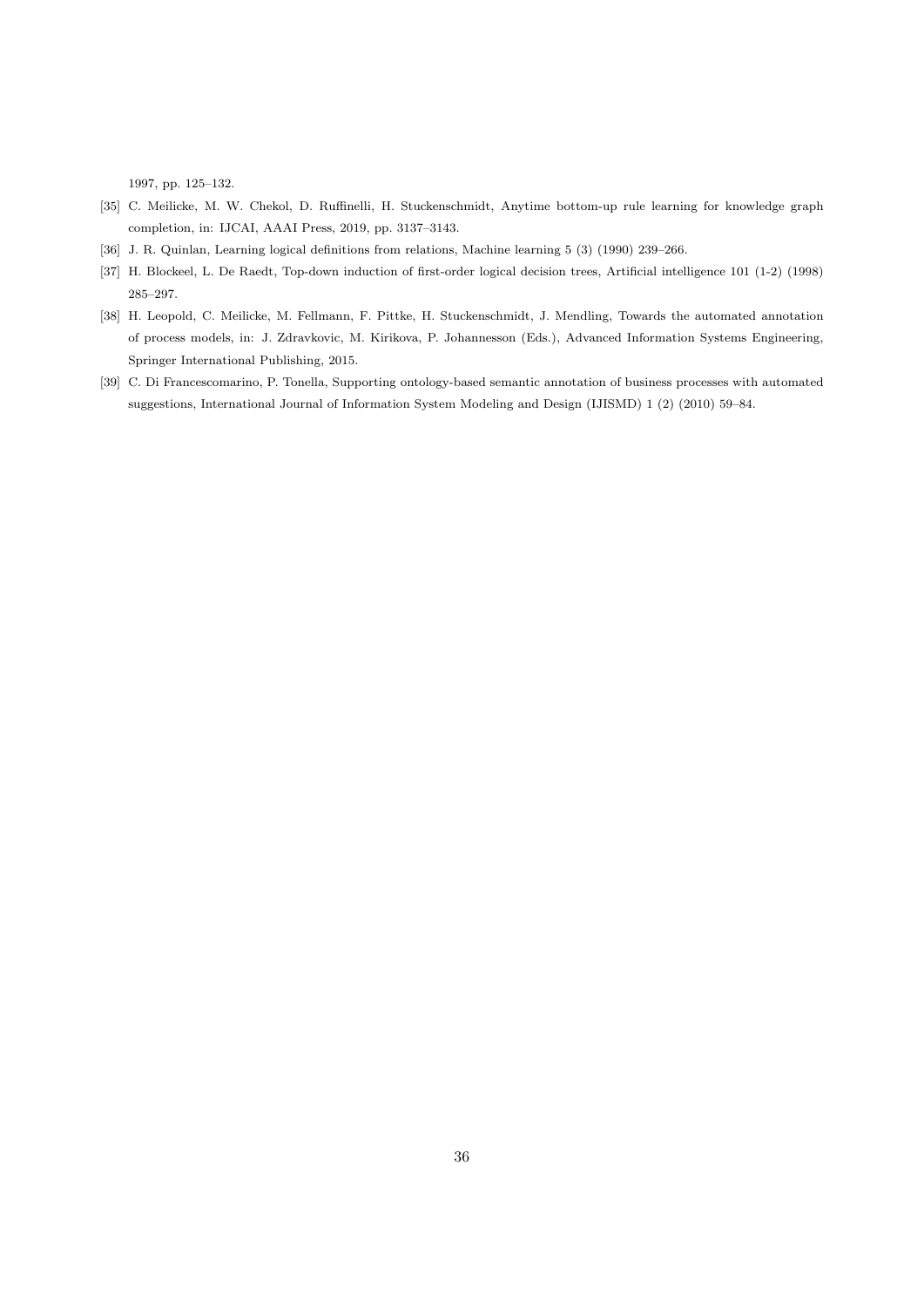1997, pp. 125–132.

[35] C. Meilicke, M. W. Chekol, D. Ruffinelli, H. Stuckenschmidt, Anytime bottom-up rule learning for knowledge graph completion, in: IJCAI, AAAI Press, 2019, pp. 3137–3143.

[36] J. R. Quinlan, Learning logical definitions from relations, Machine learning 5 (3) (1990) 239–266.

[37] H. Blockeel, L. De Raedt, Top-down induction of first-order logical decision trees, Artificial intelligence 101 (1-2) (1998) 285–297.

[38] H. Leopold, C. Meilicke, M. Fellmann, F. Pittke, H. Stuckenschmidt, J. Mendling, Towards the automated annotation of process models, in: J. Zdravkovic, M. Kirikova, P. Johannesson (Eds.), Advanced Information Systems Engineering, Springer International Publishing, 2015.

[39] C. Di Francescomarino, P. Tonella, Supporting ontology-based semantic annotation of business processes with automated suggestions, International Journal of Information System Modeling and Design (IJISMD) 1 (2) (2010) 59–84.